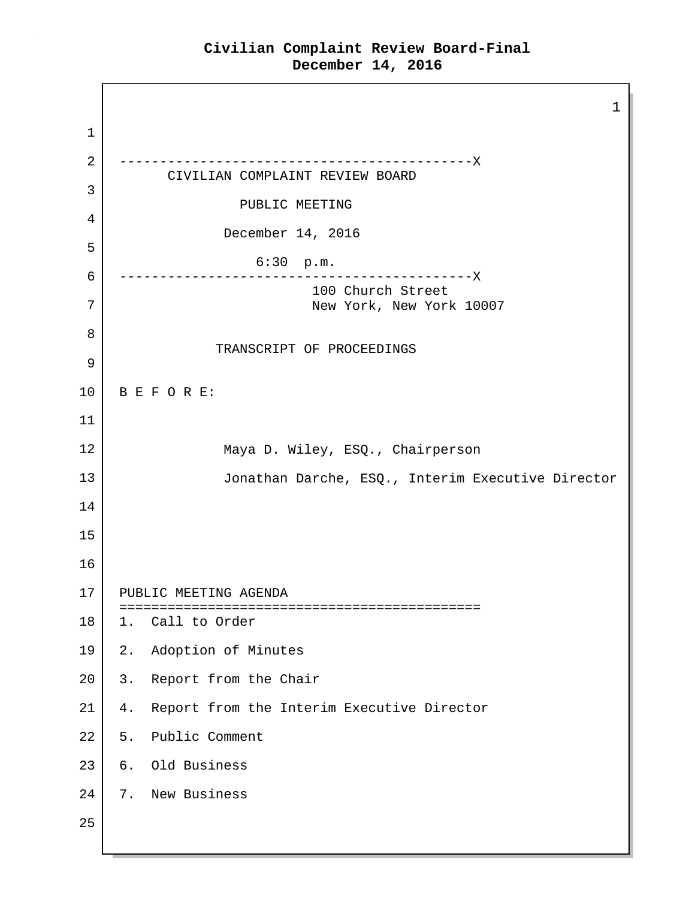# Civilian Complaint Review Board-Final
## December 14, 2016

CIVILIAN COMPLAINT REVIEW BOARD

PUBLIC MEETING

December 14, 2016

6:30 p.m.

100 Church Street
New York, New York 10007

TRANSCRIPT OF PROCEEDINGS

B E F O R E:

Maya D. Wiley, ESQ., Chairperson

Jonathan Darche, ESQ., Interim Executive Director

PUBLIC MEETING AGENDA

1. Call to Order
2. Adoption of Minutes
3. Report from the Chair
4. Report from the Interim Executive Director
5. Public Comment
6. Old Business
7. New Business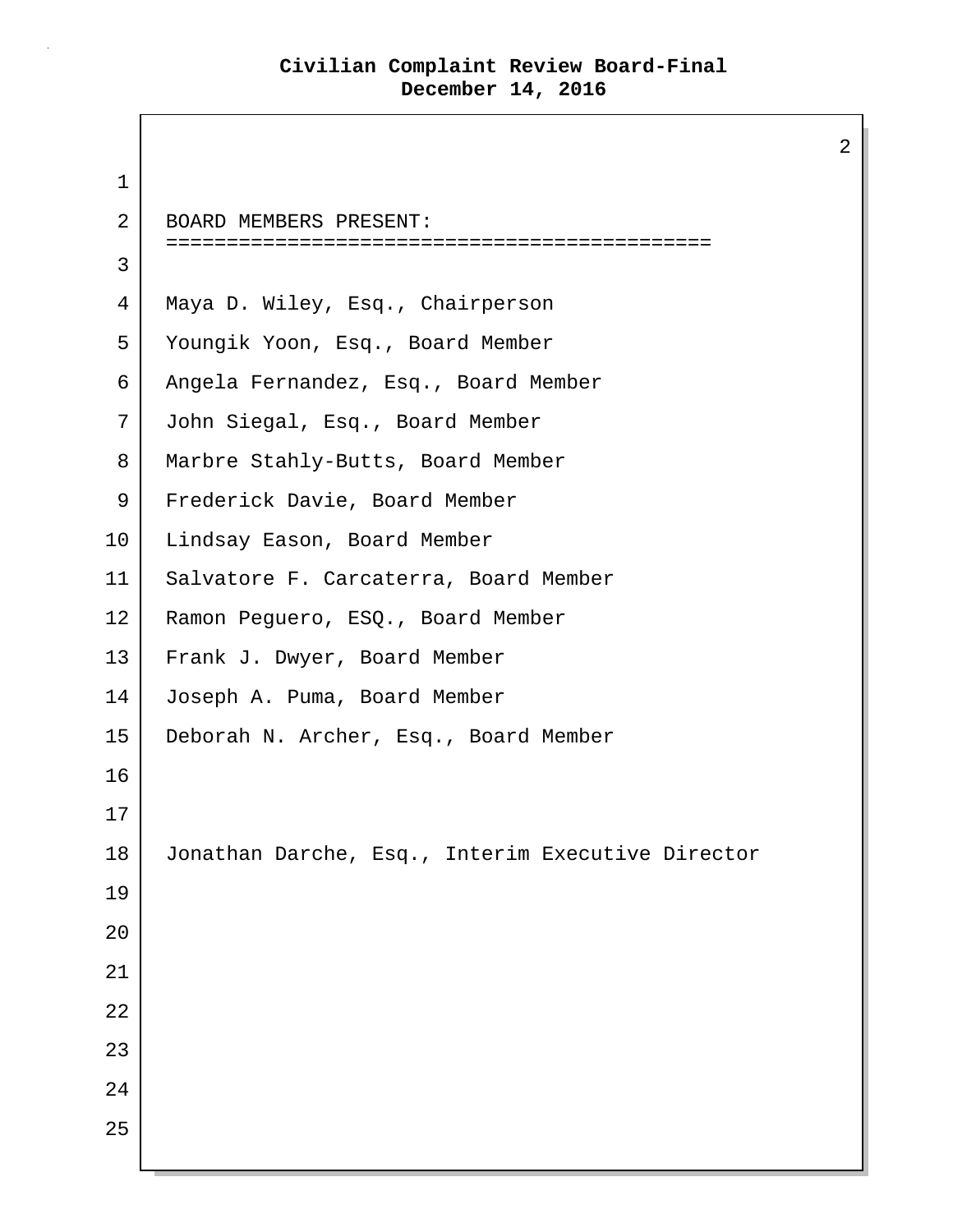BOARD MEMBERS PRESENT:

Maya D. Wiley, Esq., Chairperson

Youngik Yoon, Esq., Board Member

Angela Fernandez, Esq., Board Member

John Siegal, Esq., Board Member

Marbre Stahly-Butts, Board Member

Frederick Davie, Board Member

Lindsay Eason, Board Member

Salvatore F. Carcaterra, Board Member

Ramon Peguero, ESQ., Board Member

Frank J. Dwyer, Board Member

Joseph A. Puma, Board Member

Deborah N. Archer, Esq., Board Member

Jonathan Darche, Esq., Interim Executive Director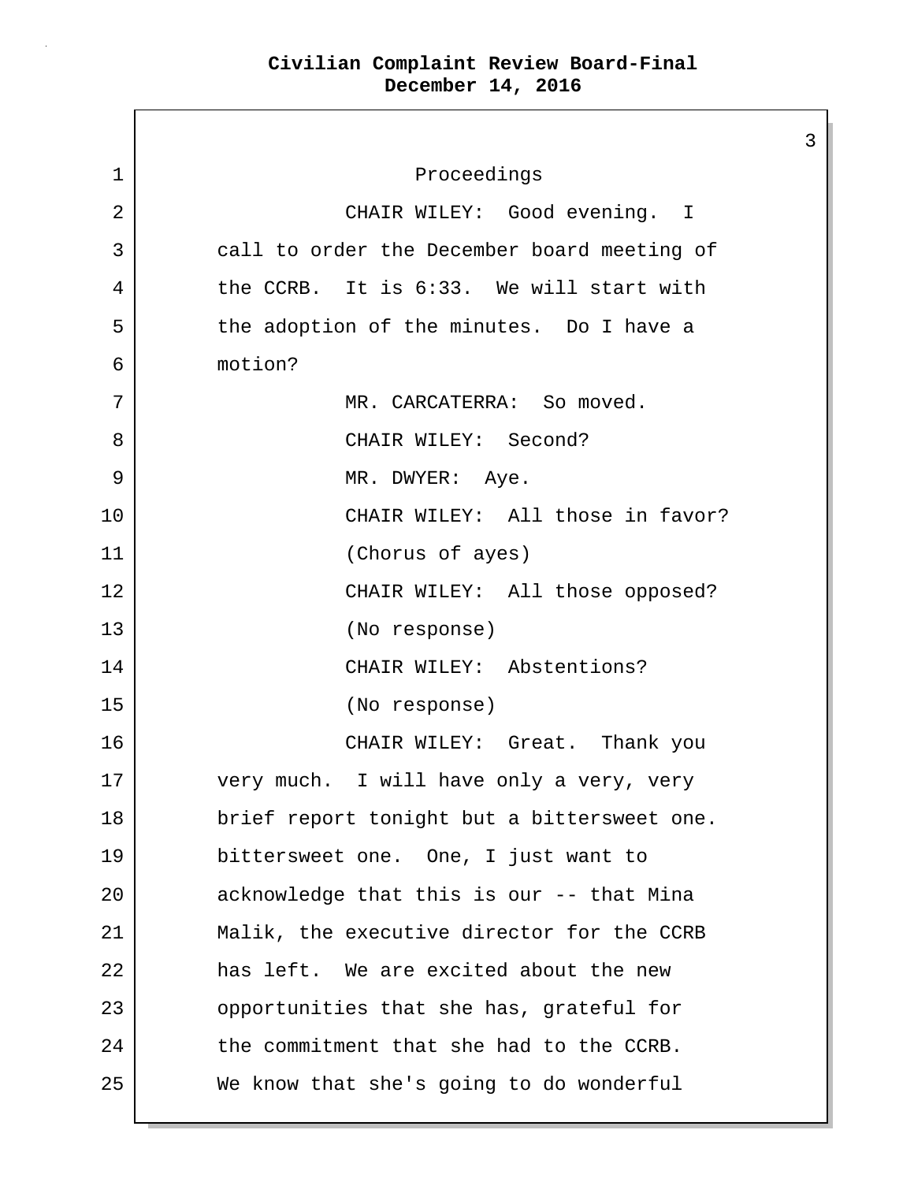Proceedings

CHAIR WILEY: Good evening. I call to order the December board meeting of the CCRB. It is 6:33. We will start with the adoption of the minutes. Do I have a motion?

MR. CARCATERRA: So moved.

CHAIR WILEY: Second?

MR. DWYER: Aye.

CHAIR WILEY: All those in favor?

(Chorus of ayes)

CHAIR WILEY: All those opposed?

(No response)

CHAIR WILEY: Abstentions?

(No response)

CHAIR WILEY: Great. Thank you very much. I will have only a very, very brief report tonight but a bittersweet one. bittersweet one. One, I just want to acknowledge that this is our -- that Mina Malik, the executive director for the CCRB has left. We are excited about the new opportunities that she has, grateful for the commitment that she had to the CCRB. We know that she's going to do wonderful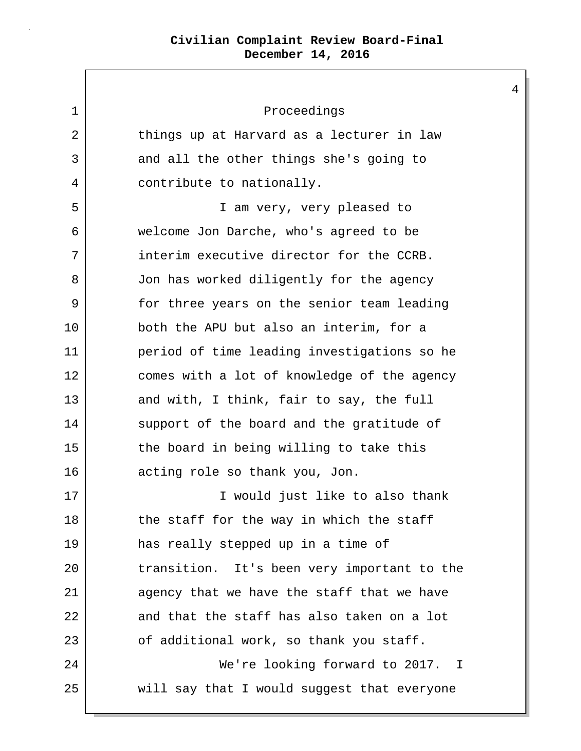Proceedings

things up at Harvard as a lecturer in law and all the other things she's going to contribute to nationally.

I am very, very pleased to welcome Jon Darche, who's agreed to be interim executive director for the CCRB. Jon has worked diligently for the agency for three years on the senior team leading both the APU but also an interim, for a period of time leading investigations so he comes with a lot of knowledge of the agency and with, I think, fair to say, the full support of the board and the gratitude of the board in being willing to take this acting role so thank you, Jon.

I would just like to also thank the staff for the way in which the staff has really stepped up in a time of transition. It's been very important to the agency that we have the staff that we have and that the staff has also taken on a lot of additional work, so thank you staff.

We're looking forward to 2017. I will say that I would suggest that everyone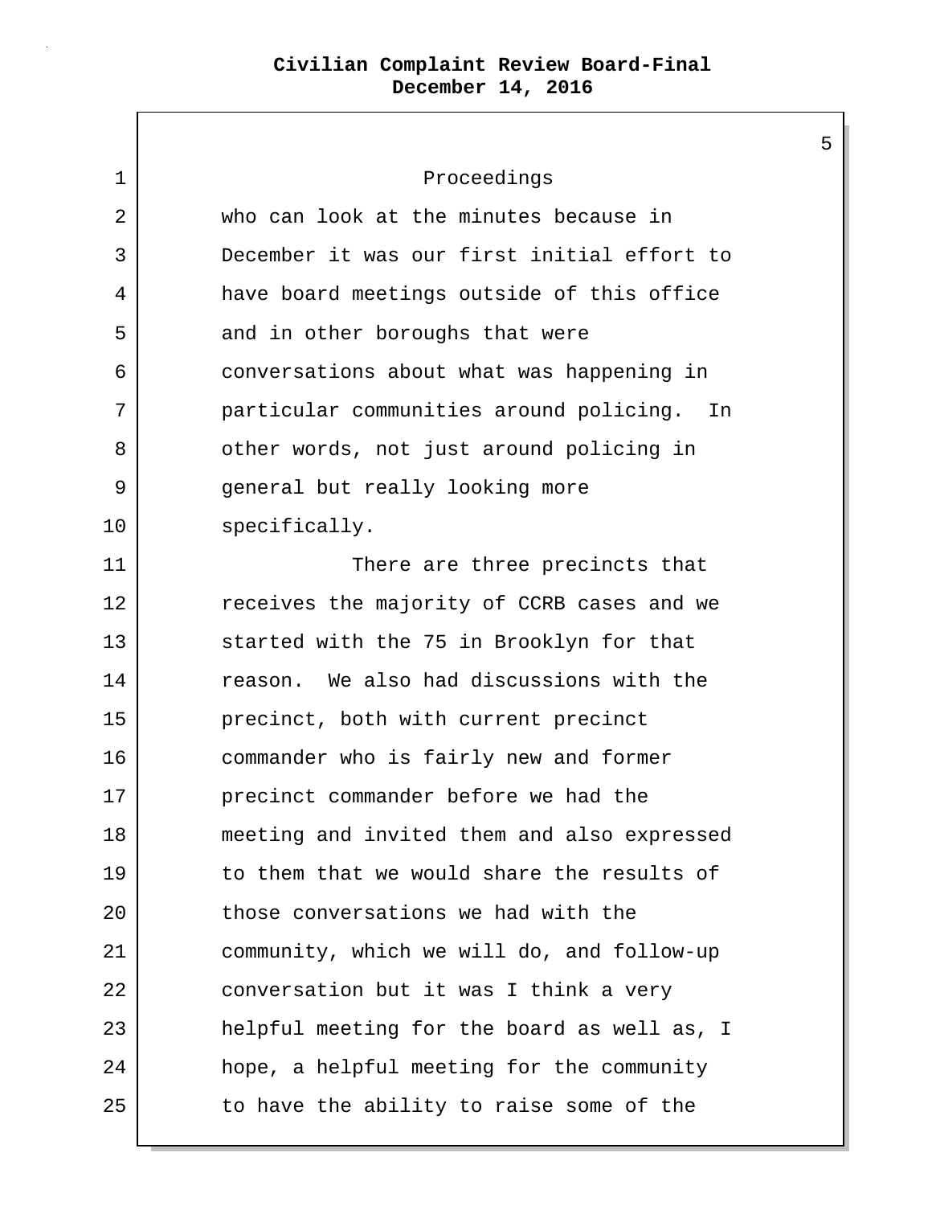Proceedings

who can look at the minutes because in December it was our first initial effort to have board meetings outside of this office and in other boroughs that were conversations about what was happening in particular communities around policing. In other words, not just around policing in general but really looking more specifically.

There are three precincts that receives the majority of CCRB cases and we started with the 75 in Brooklyn for that reason. We also had discussions with the precinct, both with current precinct commander who is fairly new and former precinct commander before we had the meeting and invited them and also expressed to them that we would share the results of those conversations we had with the community, which we will do, and follow-up conversation but it was I think a very helpful meeting for the board as well as, I hope, a helpful meeting for the community to have the ability to raise some of the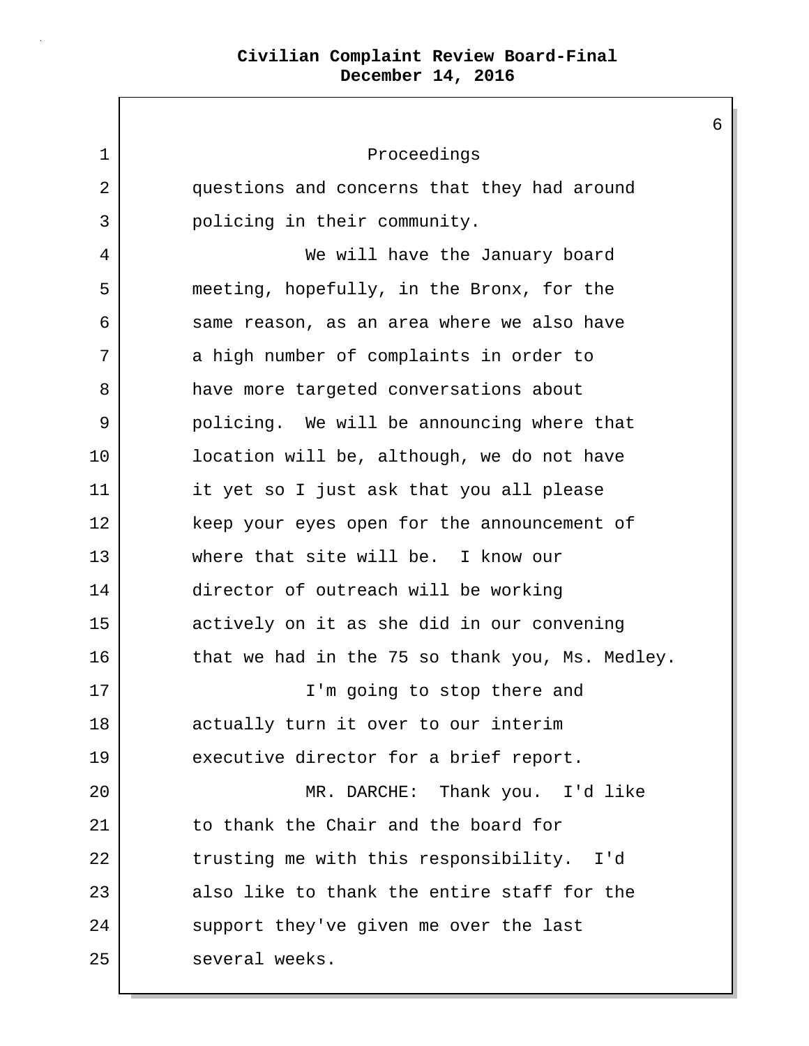Proceedings

questions and concerns that they had around policing in their community.

We will have the January board meeting, hopefully, in the Bronx, for the same reason, as an area where we also have a high number of complaints in order to have more targeted conversations about policing. We will be announcing where that location will be, although, we do not have it yet so I just ask that you all please keep your eyes open for the announcement of where that site will be. I know our director of outreach will be working actively on it as she did in our convening that we had in the 75 so thank you, Ms. Medley.

I'm going to stop there and actually turn it over to our interim executive director for a brief report.

MR. DARCHE: Thank you. I'd like to thank the Chair and the board for trusting me with this responsibility. I'd also like to thank the entire staff for the support they've given me over the last several weeks.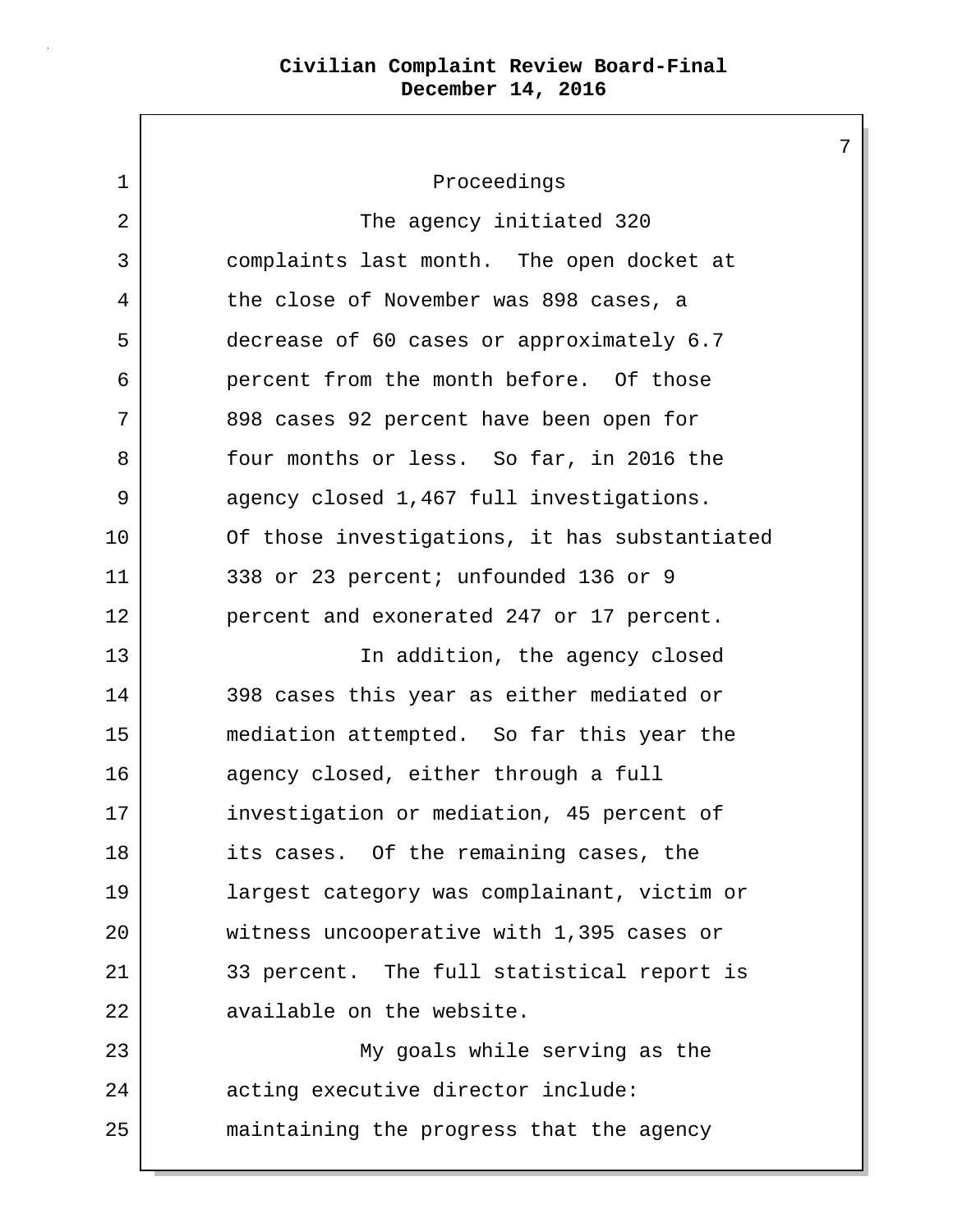Proceedings

The agency initiated 320 complaints last month. The open docket at the close of November was 898 cases, a decrease of 60 cases or approximately 6.7 percent from the month before. Of those 898 cases 92 percent have been open for four months or less. So far, in 2016 the agency closed 1,467 full investigations. Of those investigations, it has substantiated 338 or 23 percent; unfounded 136 or 9 percent and exonerated 247 or 17 percent.

In addition, the agency closed 398 cases this year as either mediated or mediation attempted. So far this year the agency closed, either through a full investigation or mediation, 45 percent of its cases. Of the remaining cases, the largest category was complainant, victim or witness uncooperative with 1,395 cases or 33 percent. The full statistical report is available on the website.

My goals while serving as the acting executive director include: maintaining the progress that the agency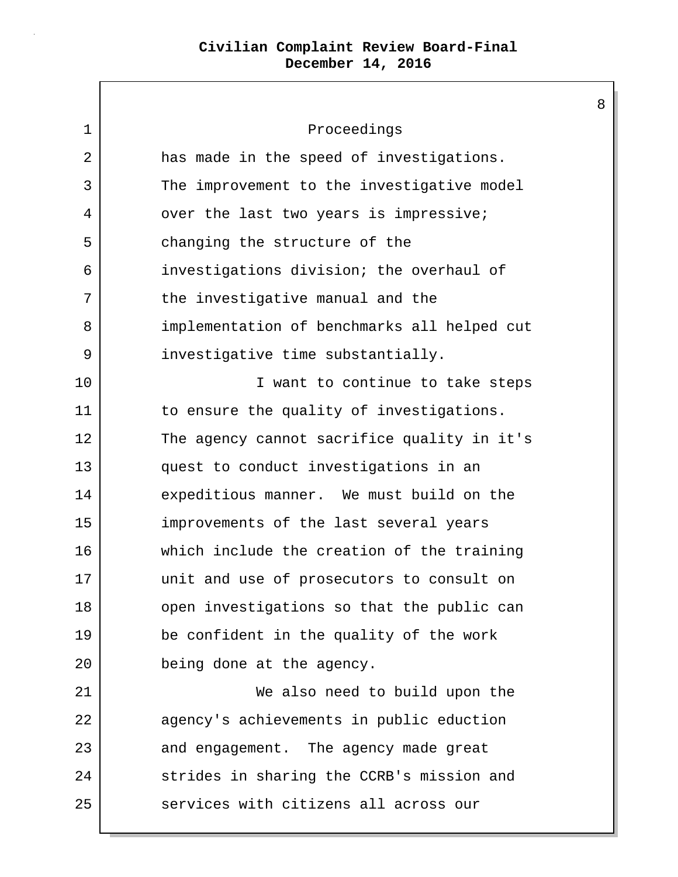Proceedings

has made in the speed of investigations. The improvement to the investigative model over the last two years is impressive; changing the structure of the investigations division; the overhaul of the investigative manual and the implementation of benchmarks all helped cut investigative time substantially.

I want to continue to take steps to ensure the quality of investigations. The agency cannot sacrifice quality in it's quest to conduct investigations in an expeditious manner. We must build on the improvements of the last several years which include the creation of the training unit and use of prosecutors to consult on open investigations so that the public can be confident in the quality of the work being done at the agency.

We also need to build upon the agency's achievements in public eduction and engagement. The agency made great strides in sharing the CCRB's mission and services with citizens all across our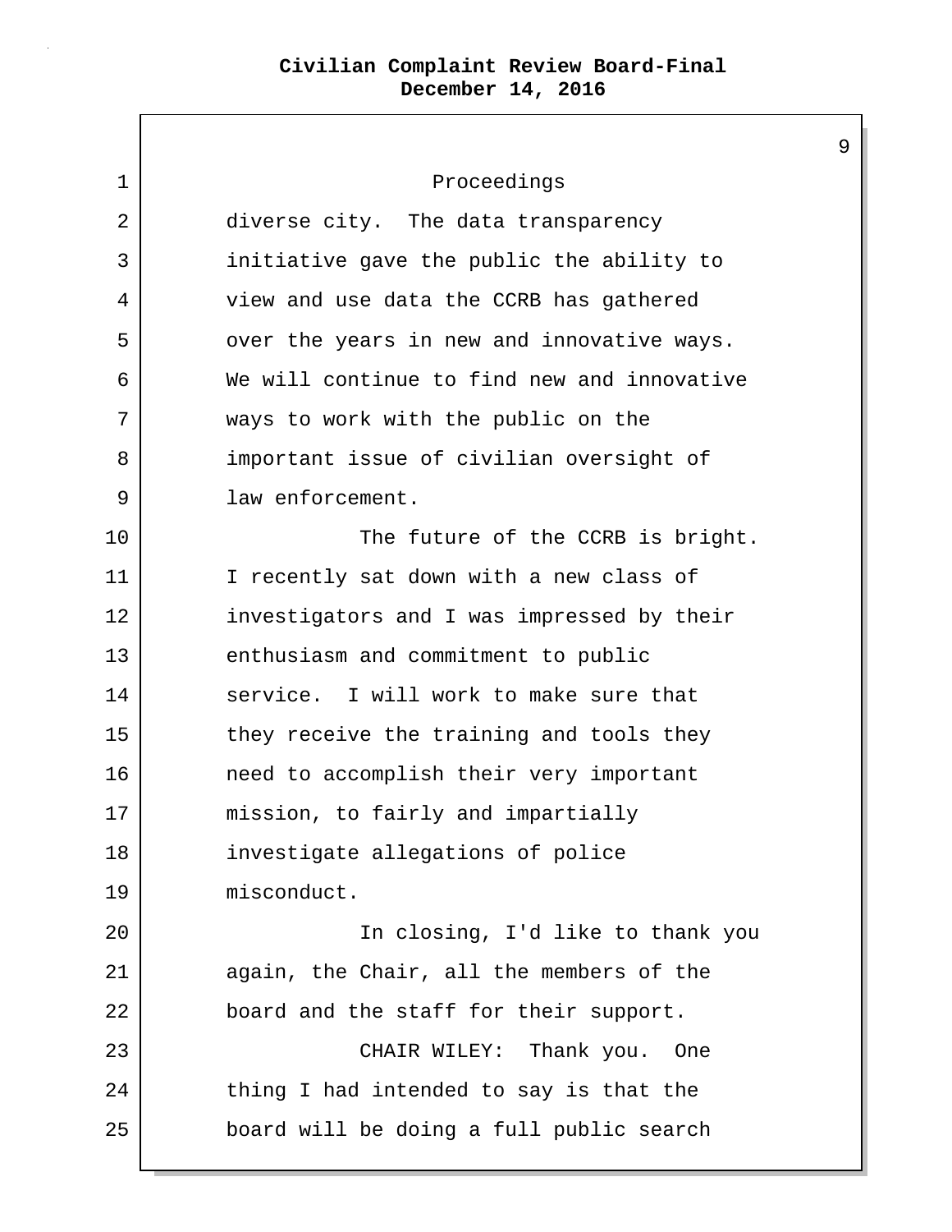Proceedings

diverse city. The data transparency initiative gave the public the ability to view and use data the CCRB has gathered over the years in new and innovative ways. We will continue to find new and innovative ways to work with the public on the important issue of civilian oversight of law enforcement.

The future of the CCRB is bright. I recently sat down with a new class of investigators and I was impressed by their enthusiasm and commitment to public service. I will work to make sure that they receive the training and tools they need to accomplish their very important mission, to fairly and impartially investigate allegations of police misconduct.

In closing, I'd like to thank you again, the Chair, all the members of the board and the staff for their support.

CHAIR WILEY: Thank you. One thing I had intended to say is that the board will be doing a full public search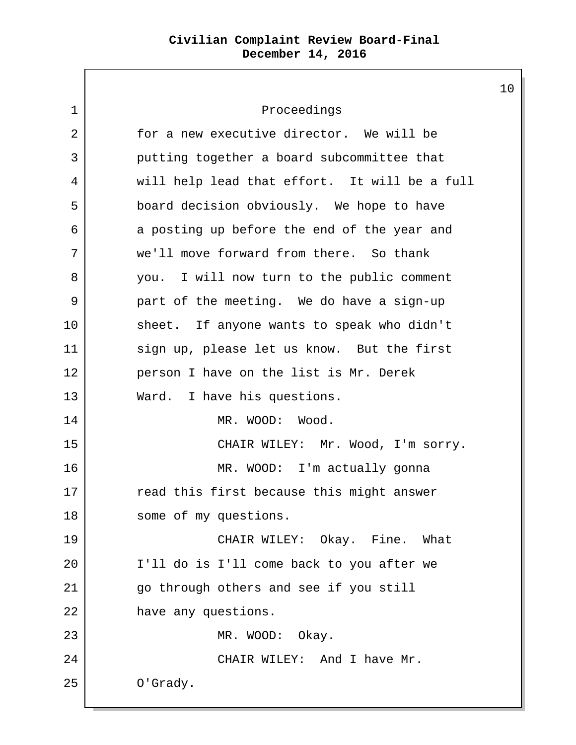Proceedings

for a new executive director. We will be putting together a board subcommittee that will help lead that effort. It will be a full board decision obviously. We hope to have a posting up before the end of the year and we'll move forward from there. So thank you. I will now turn to the public comment part of the meeting. We do have a sign-up sheet. If anyone wants to speak who didn't sign up, please let us know. But the first person I have on the list is Mr. Derek Ward. I have his questions.

MR. WOOD: Wood.

CHAIR WILEY: Mr. Wood, I'm sorry.

MR. WOOD: I'm actually gonna read this first because this might answer some of my questions.

CHAIR WILEY: Okay. Fine. What I'll do is I'll come back to you after we go through others and see if you still have any questions.

MR. WOOD: Okay.

CHAIR WILEY: And I have Mr. O'Grady.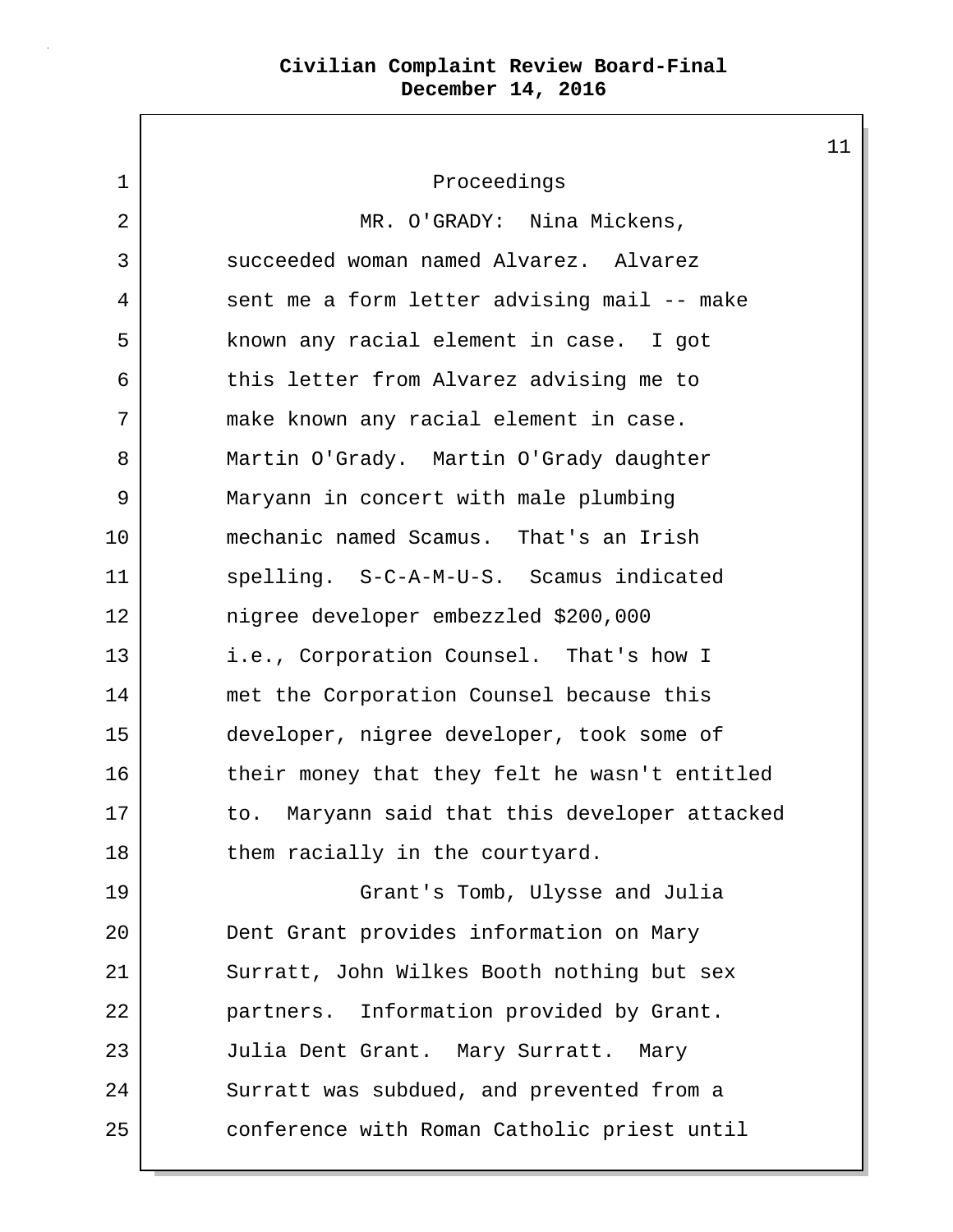Proceedings

MR. O'GRADY: Nina Mickens, succeeded woman named Alvarez. Alvarez sent me a form letter advising mail -- make known any racial element in case. I got this letter from Alvarez advising me to make known any racial element in case. Martin O'Grady. Martin O'Grady daughter Maryann in concert with male plumbing mechanic named Scamus. That's an Irish spelling. S-C-A-M-U-S. Scamus indicated nigree developer embezzled $200,000 i.e., Corporation Counsel. That's how I met the Corporation Counsel because this developer, nigree developer, took some of their money that they felt he wasn't entitled to. Maryann said that this developer attacked them racially in the courtyard.

Grant's Tomb, Ulysse and Julia Dent Grant provides information on Mary Surratt, John Wilkes Booth nothing but sex partners. Information provided by Grant. Julia Dent Grant. Mary Surratt. Mary Surratt was subdued, and prevented from a conference with Roman Catholic priest until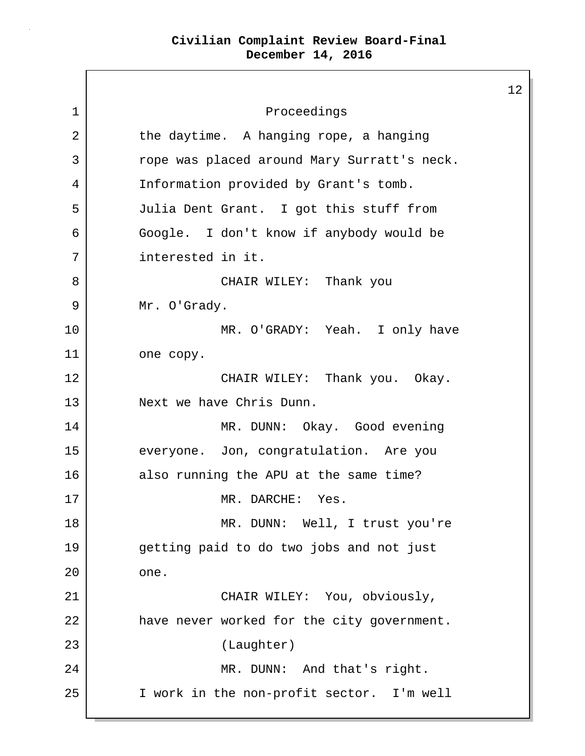Proceedings

the daytime. A hanging rope, a hanging rope was placed around Mary Surratt's neck. Information provided by Grant's tomb. Julia Dent Grant. I got this stuff from Google. I don't know if anybody would be interested in it.

CHAIR WILEY: Thank you Mr. O'Grady.

MR. O'GRADY: Yeah. I only have one copy.

CHAIR WILEY: Thank you. Okay. Next we have Chris Dunn.

MR. DUNN: Okay. Good evening everyone. Jon, congratulation. Are you also running the APU at the same time?

MR. DARCHE: Yes.

MR. DUNN: Well, I trust you're getting paid to do two jobs and not just one.

CHAIR WILEY: You, obviously, have never worked for the city government.

(Laughter)

MR. DUNN: And that's right. I work in the non-profit sector. I'm well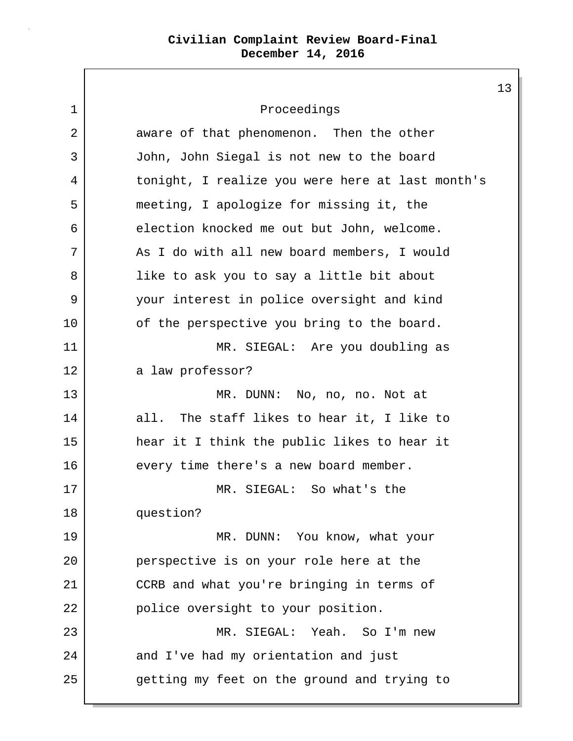Proceedings

aware of that phenomenon. Then the other John, John Siegal is not new to the board tonight, I realize you were here at last month's meeting, I apologize for missing it, the election knocked me out but John, welcome. As I do with all new board members, I would like to ask you to say a little bit about your interest in police oversight and kind of the perspective you bring to the board.

MR. SIEGAL: Are you doubling as a law professor?

MR. DUNN: No, no, no. Not at all. The staff likes to hear it, I like to hear it I think the public likes to hear it every time there's a new board member.

MR. SIEGAL: So what's the question?

MR. DUNN: You know, what your perspective is on your role here at the CCRB and what you're bringing in terms of police oversight to your position.

MR. SIEGAL: Yeah. So I'm new and I've had my orientation and just getting my feet on the ground and trying to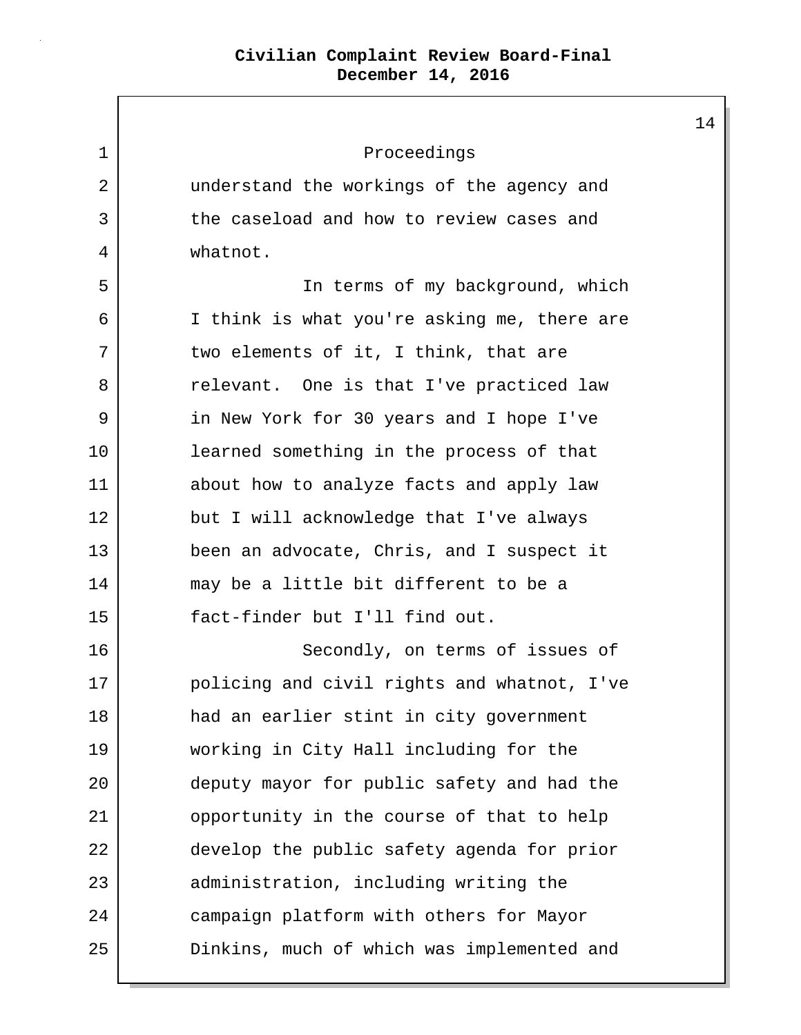Proceedings

understand the workings of the agency and the caseload and how to review cases and whatnot.

In terms of my background, which I think is what you're asking me, there are two elements of it, I think, that are relevant. One is that I've practiced law in New York for 30 years and I hope I've learned something in the process of that about how to analyze facts and apply law but I will acknowledge that I've always been an advocate, Chris, and I suspect it may be a little bit different to be a fact-finder but I'll find out.

Secondly, on terms of issues of policing and civil rights and whatnot, I've had an earlier stint in city government working in City Hall including for the deputy mayor for public safety and had the opportunity in the course of that to help develop the public safety agenda for prior administration, including writing the campaign platform with others for Mayor Dinkins, much of which was implemented and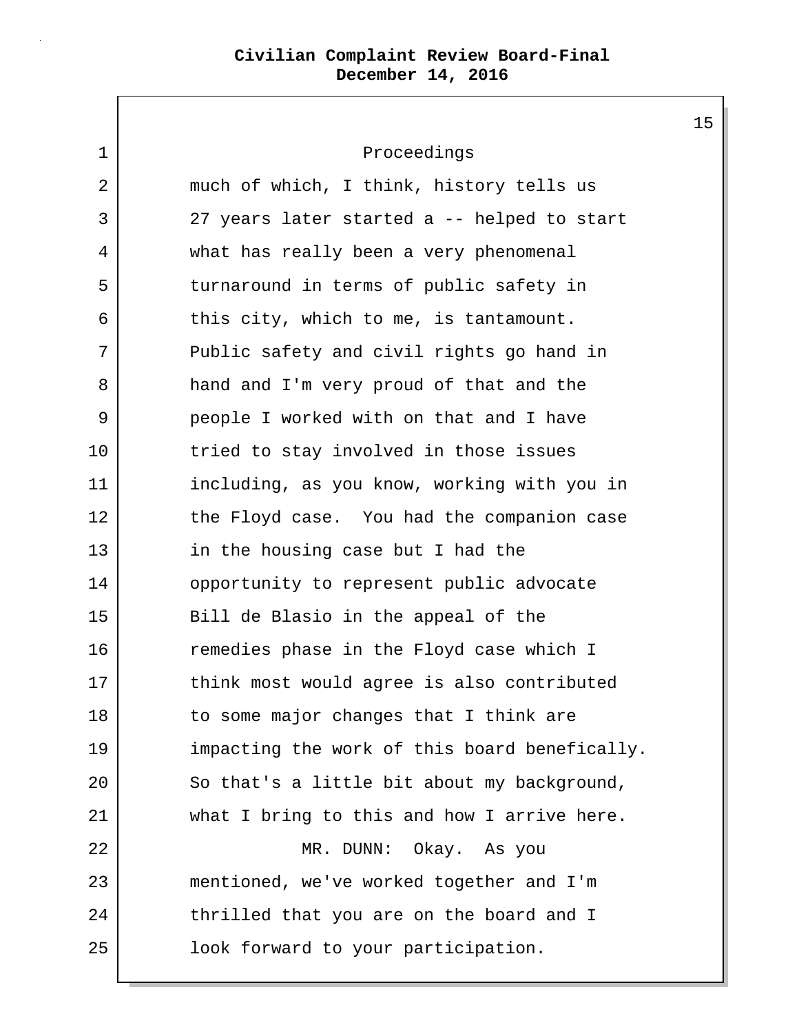Proceedings

much of which, I think, history tells us 27 years later started a -- helped to start what has really been a very phenomenal turnaround in terms of public safety in this city, which to me, is tantamount. Public safety and civil rights go hand in hand and I'm very proud of that and the people I worked with on that and I have tried to stay involved in those issues including, as you know, working with you in the Floyd case. You had the companion case in the housing case but I had the opportunity to represent public advocate Bill de Blasio in the appeal of the remedies phase in the Floyd case which I think most would agree is also contributed to some major changes that I think are impacting the work of this board benefically. So that's a little bit about my background, what I bring to this and how I arrive here.

MR. DUNN: Okay. As you mentioned, we've worked together and I'm thrilled that you are on the board and I look forward to your participation.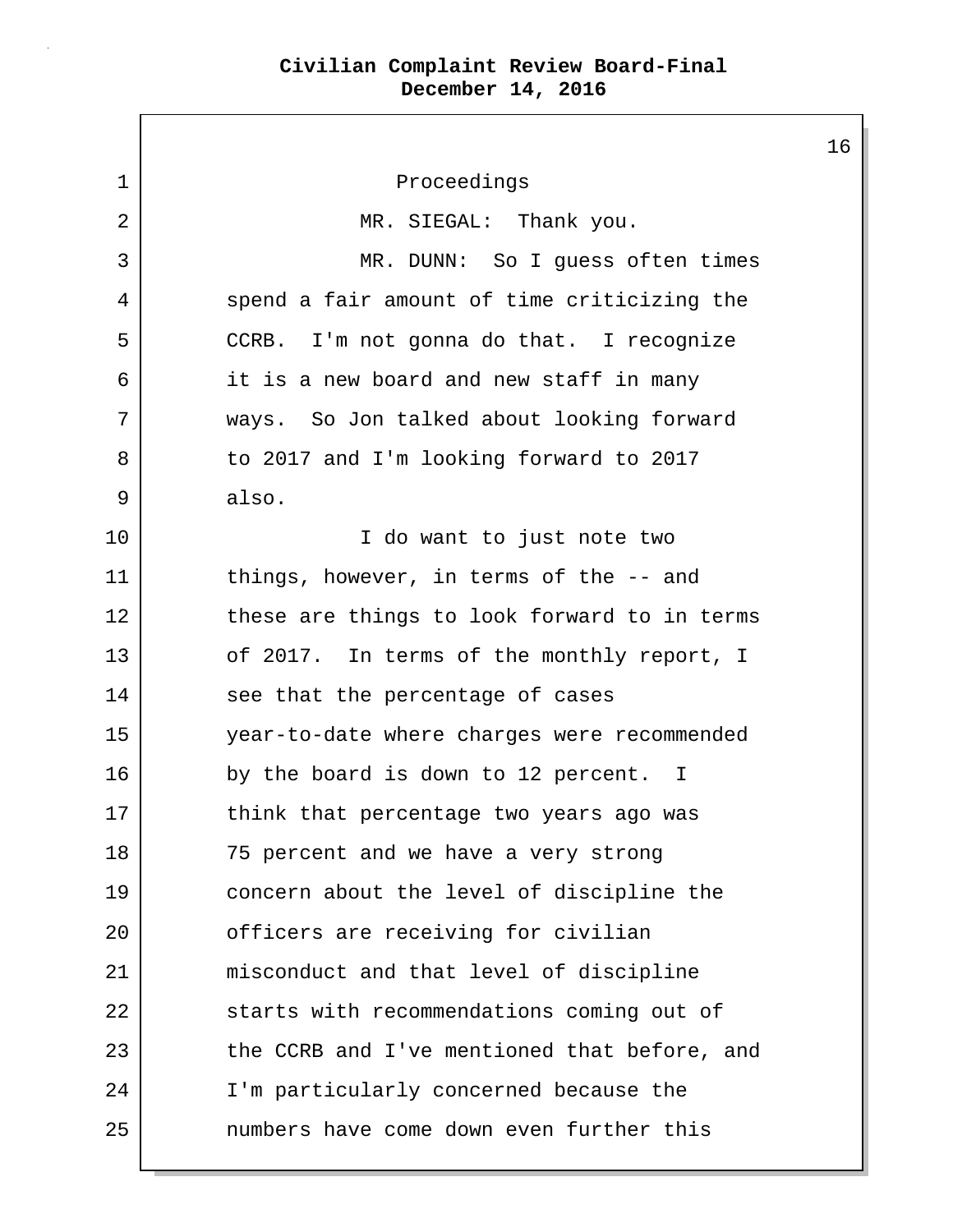Proceedings

MR. SIEGAL: Thank you.

MR. DUNN: So I guess often times spend a fair amount of time criticizing the CCRB. I'm not gonna do that. I recognize it is a new board and new staff in many ways. So Jon talked about looking forward to 2017 and I'm looking forward to 2017 also.

I do want to just note two things, however, in terms of the -- and these are things to look forward to in terms of 2017. In terms of the monthly report, I see that the percentage of cases year-to-date where charges were recommended by the board is down to 12 percent. I think that percentage two years ago was 75 percent and we have a very strong concern about the level of discipline the officers are receiving for civilian misconduct and that level of discipline starts with recommendations coming out of the CCRB and I've mentioned that before, and I'm particularly concerned because the numbers have come down even further this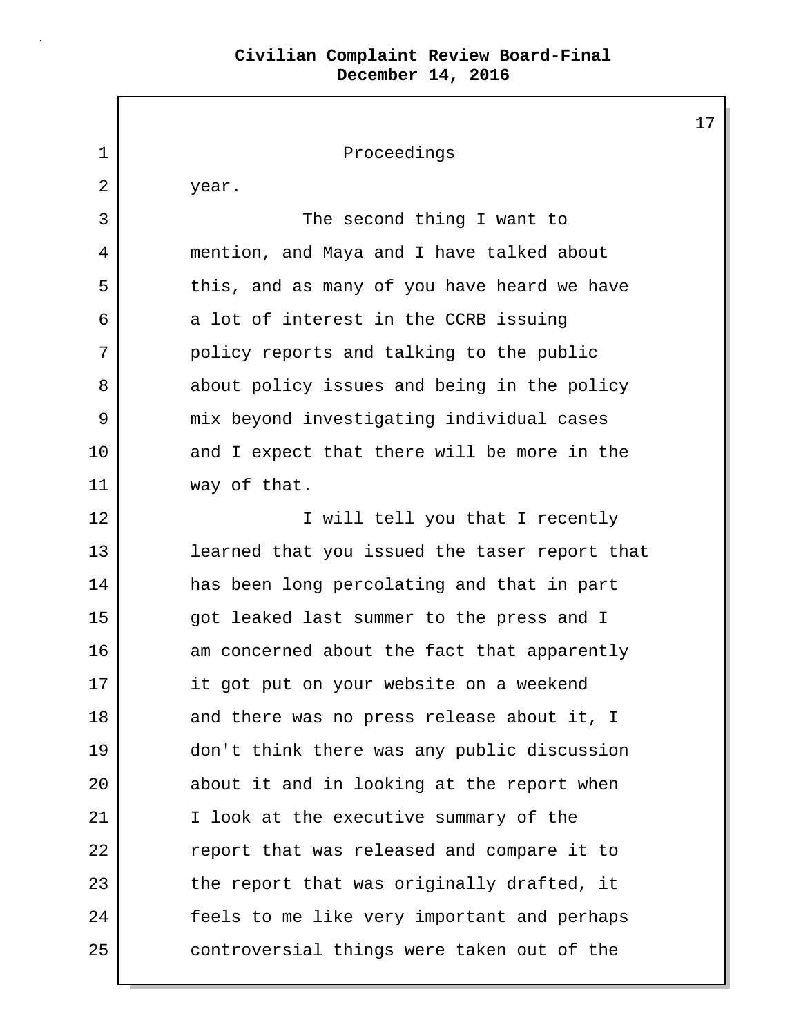Proceedings

year.

The second thing I want to mention, and Maya and I have talked about this, and as many of you have heard we have a lot of interest in the CCRB issuing policy reports and talking to the public about policy issues and being in the policy mix beyond investigating individual cases and I expect that there will be more in the way of that.

I will tell you that I recently learned that you issued the taser report that has been long percolating and that in part got leaked last summer to the press and I am concerned about the fact that apparently it got put on your website on a weekend and there was no press release about it, I don't think there was any public discussion about it and in looking at the report when I look at the executive summary of the report that was released and compare it to the report that was originally drafted, it feels to me like very important and perhaps controversial things were taken out of the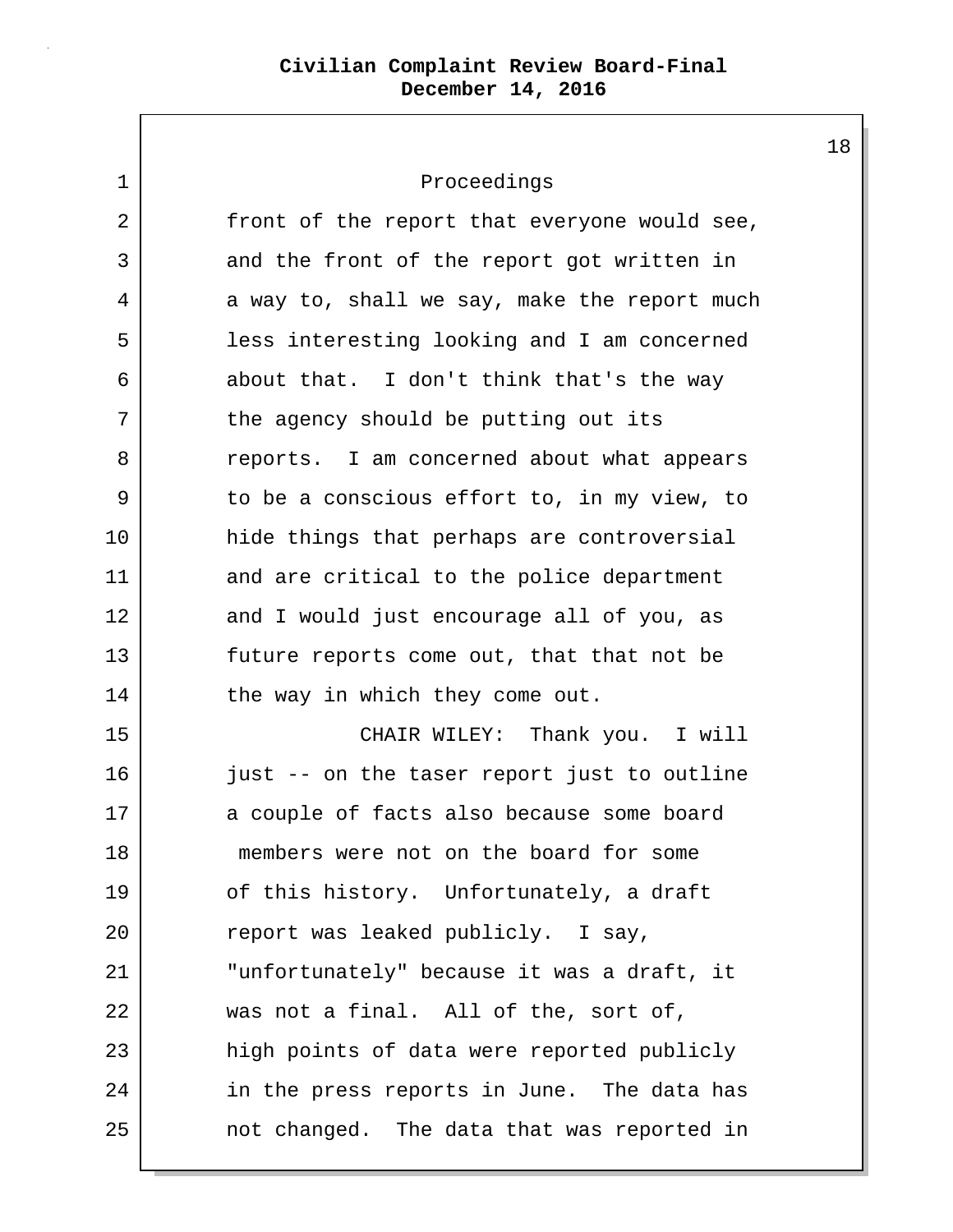Proceedings

front of the report that everyone would see, and the front of the report got written in a way to, shall we say, make the report much less interesting looking and I am concerned about that. I don't think that's the way the agency should be putting out its reports. I am concerned about what appears to be a conscious effort to, in my view, to hide things that perhaps are controversial and are critical to the police department and I would just encourage all of you, as future reports come out, that that not be the way in which they come out.

CHAIR WILEY: Thank you. I will just -- on the taser report just to outline a couple of facts also because some board members were not on the board for some of this history. Unfortunately, a draft report was leaked publicly. I say, "unfortunately" because it was a draft, it was not a final. All of the, sort of, high points of data were reported publicly in the press reports in June. The data has not changed. The data that was reported in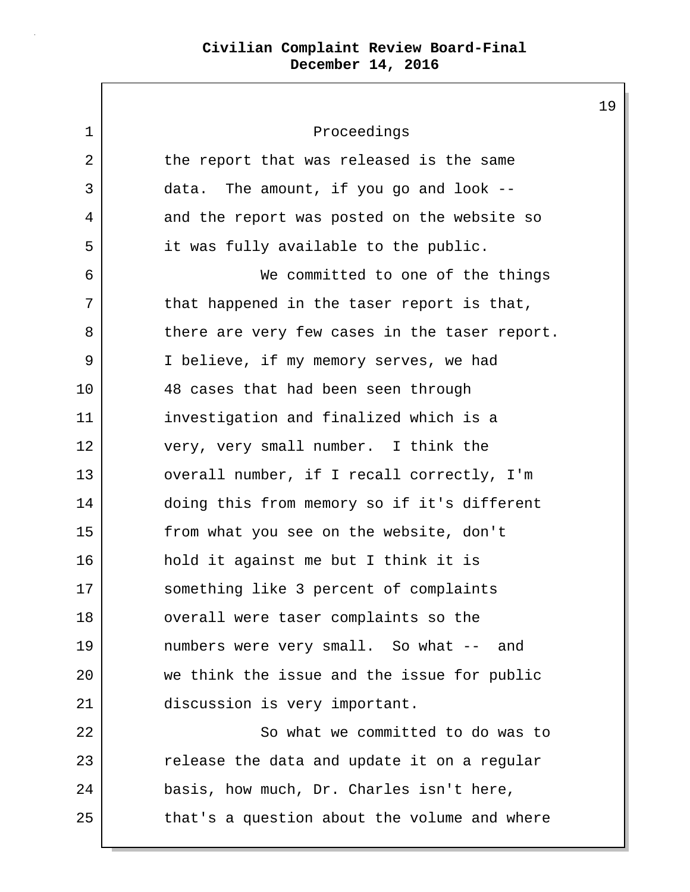Proceedings

the report that was released is the same data. The amount, if you go and look -- and the report was posted on the website so it was fully available to the public.

We committed to one of the things that happened in the taser report is that, there are very few cases in the taser report. I believe, if my memory serves, we had 48 cases that had been seen through investigation and finalized which is a very, very small number. I think the overall number, if I recall correctly, I'm doing this from memory so if it's different from what you see on the website, don't hold it against me but I think it is something like 3 percent of complaints overall were taser complaints so the numbers were very small. So what -- and we think the issue and the issue for public discussion is very important.

So what we committed to do was to release the data and update it on a regular basis, how much, Dr. Charles isn't here, that's a question about the volume and where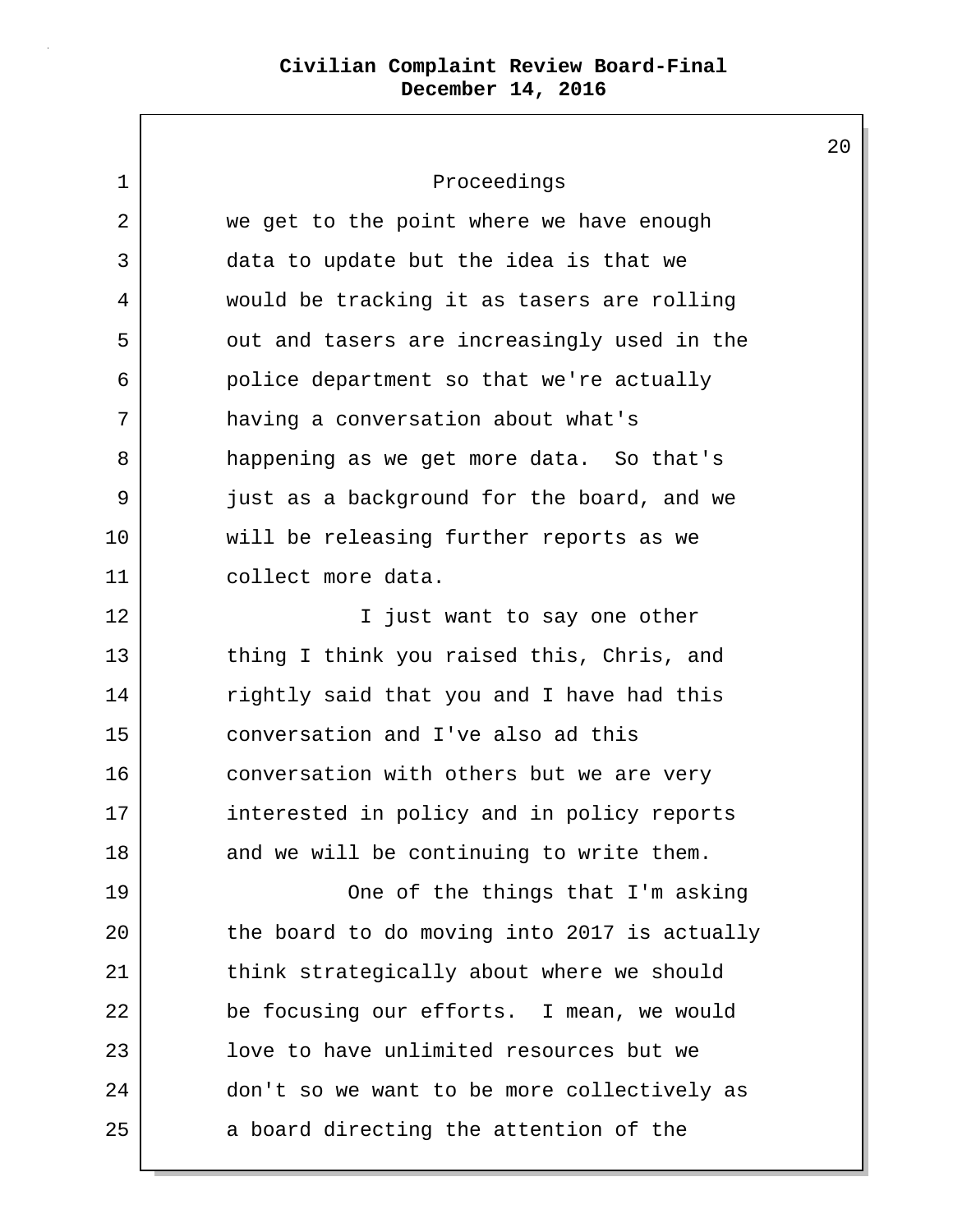Proceedings

we get to the point where we have enough data to update but the idea is that we would be tracking it as tasers are rolling out and tasers are increasingly used in the police department so that we're actually having a conversation about what's happening as we get more data. So that's just as a background for the board, and we will be releasing further reports as we collect more data.

I just want to say one other thing I think you raised this, Chris, and rightly said that you and I have had this conversation and I've also ad this conversation with others but we are very interested in policy and in policy reports and we will be continuing to write them.

One of the things that I'm asking the board to do moving into 2017 is actually think strategically about where we should be focusing our efforts. I mean, we would love to have unlimited resources but we don't so we want to be more collectively as a board directing the attention of the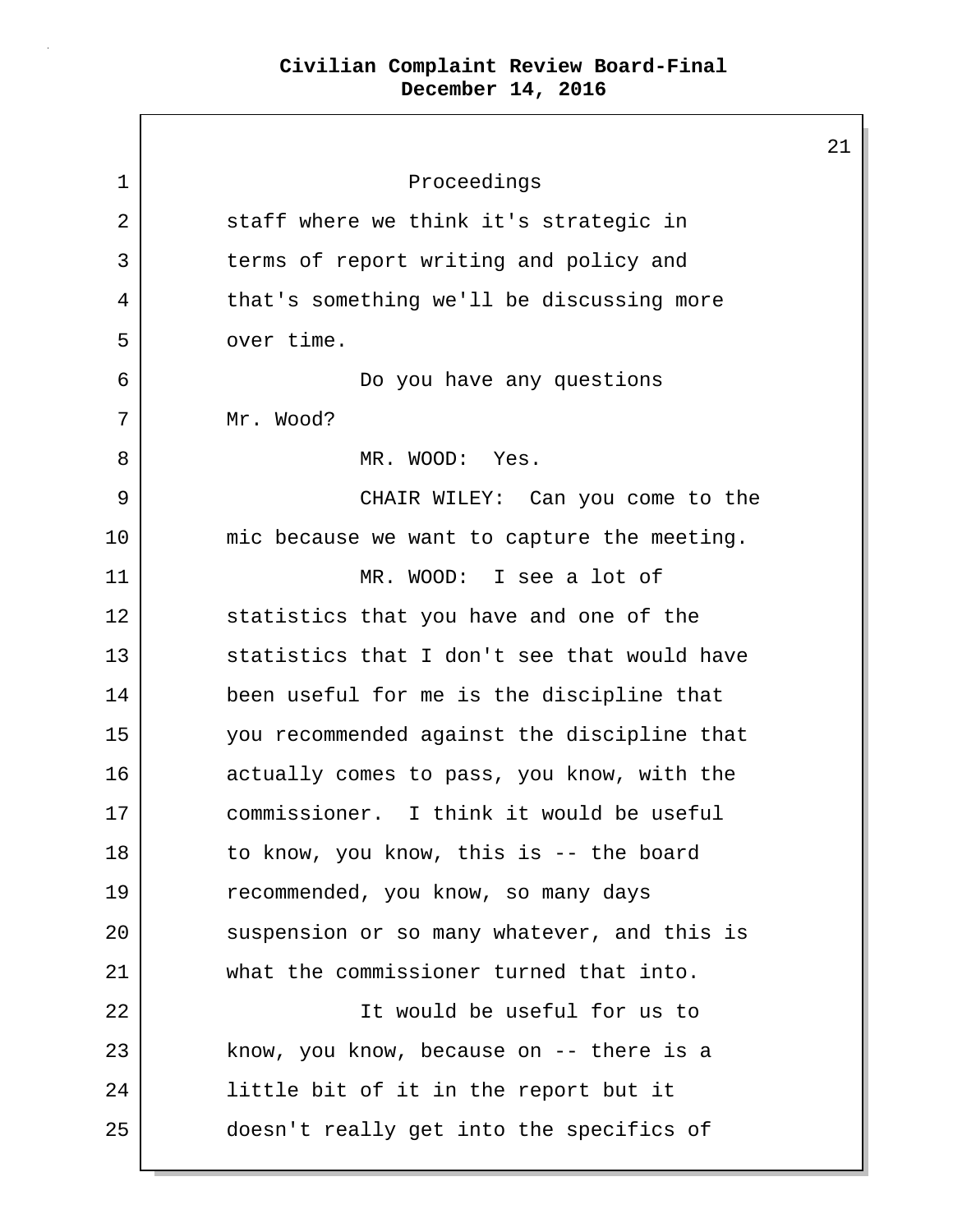staff where we think it's strategic in terms of report writing and policy and that's something we'll be discussing more over time.

Do you have any questions Mr. Wood?

MR. WOOD: Yes.

CHAIR WILEY: Can you come to the mic because we want to capture the meeting.

MR. WOOD: I see a lot of statistics that you have and one of the statistics that I don't see that would have been useful for me is the discipline that you recommended against the discipline that actually comes to pass, you know, with the commissioner. I think it would be useful to know, you know, this is -- the board recommended, you know, so many days suspension or so many whatever, and this is what the commissioner turned that into.

It would be useful for us to know, you know, because on -- there is a little bit of it in the report but it doesn't really get into the specifics of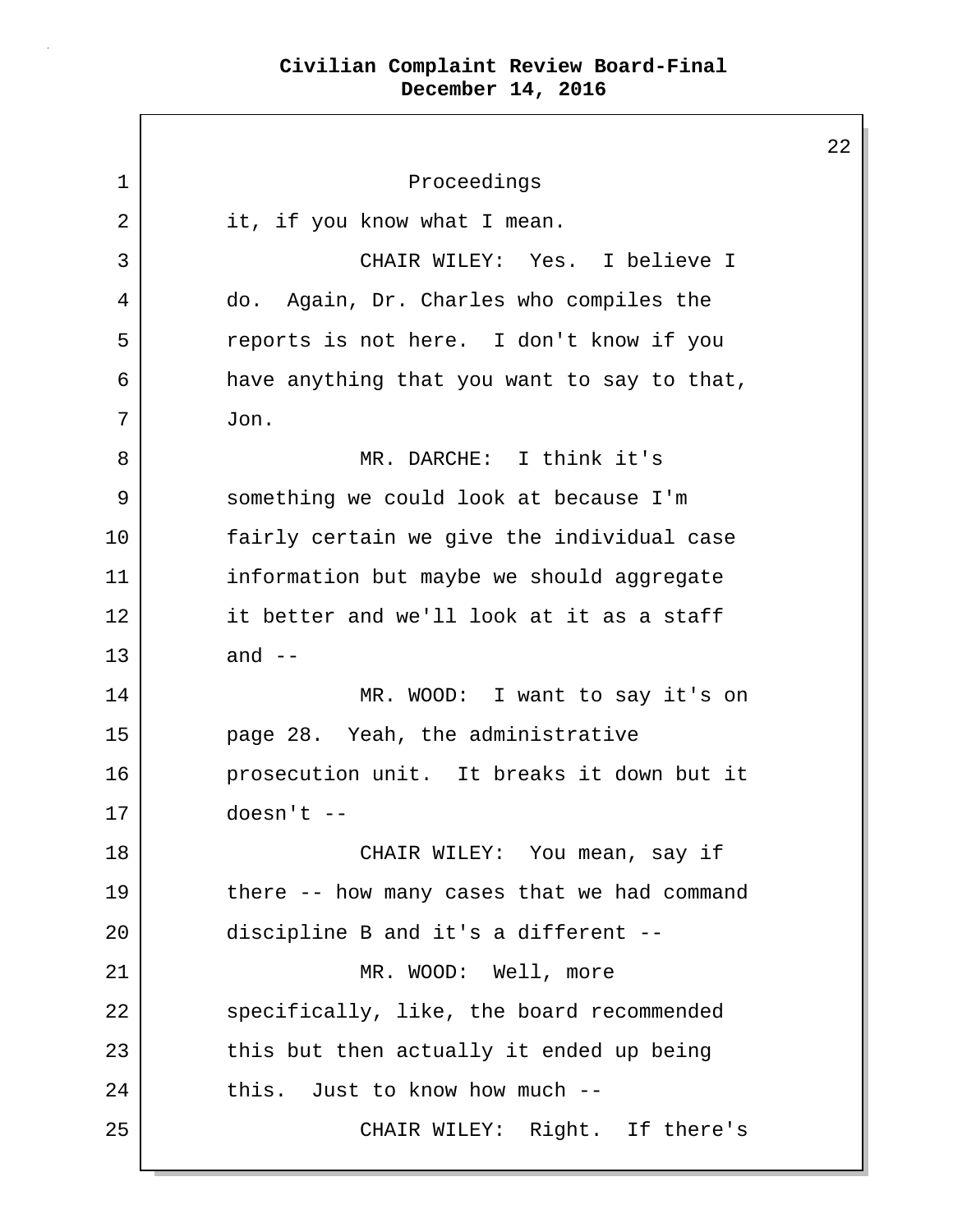Proceedings

it, if you know what I mean.

CHAIR WILEY: Yes. I believe I do. Again, Dr. Charles who compiles the reports is not here. I don't know if you have anything that you want to say to that, Jon.

MR. DARCHE: I think it's something we could look at because I'm fairly certain we give the individual case information but maybe we should aggregate it better and we'll look at it as a staff and --

MR. WOOD: I want to say it's on page 28. Yeah, the administrative prosecution unit. It breaks it down but it doesn't --

CHAIR WILEY: You mean, say if there -- how many cases that we had command discipline B and it's a different --

MR. WOOD: Well, more specifically, like, the board recommended this but then actually it ended up being this. Just to know how much --

CHAIR WILEY: Right. If there's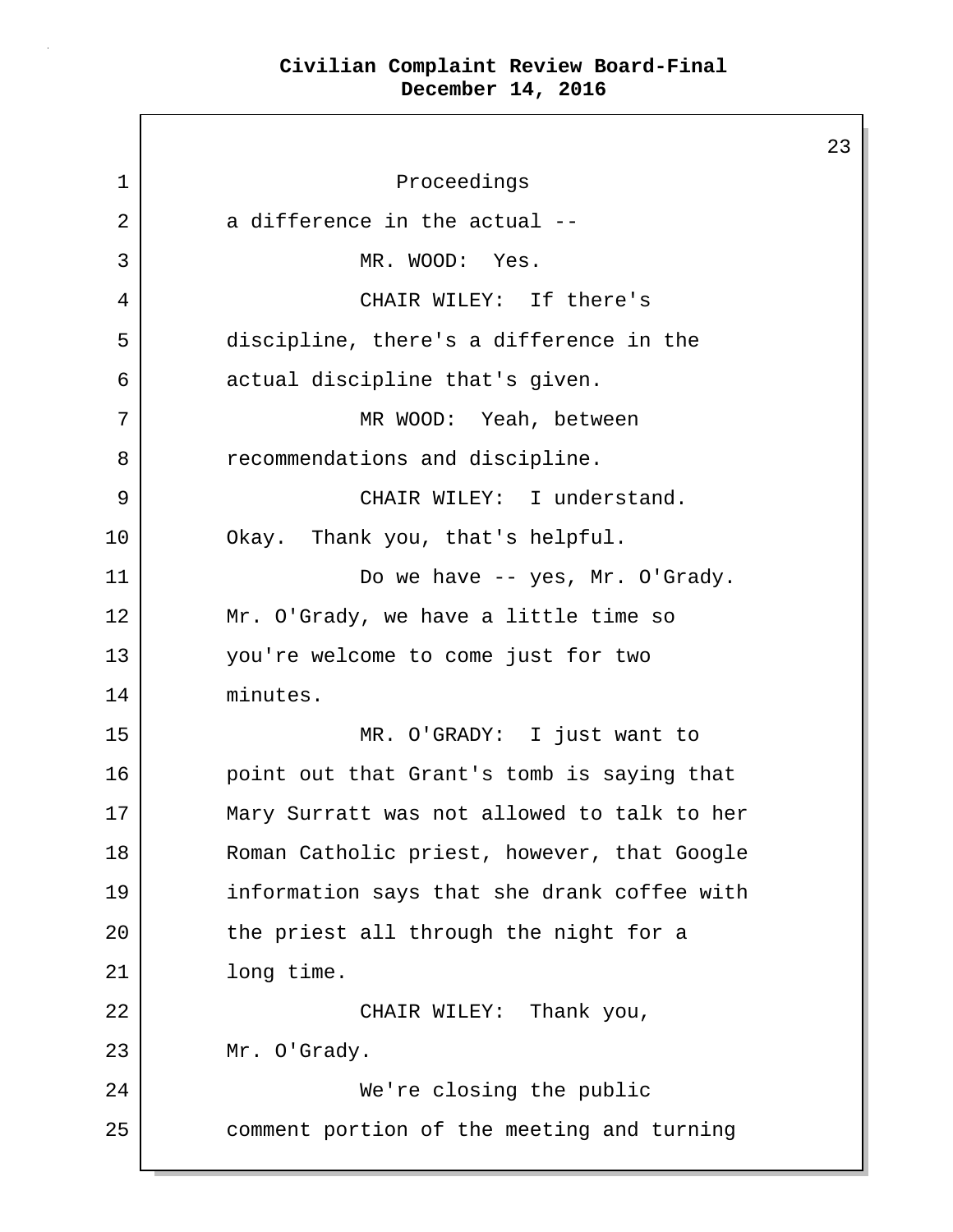Proceedings

a difference in the actual --

MR. WOOD: Yes.

CHAIR WILEY: If there's discipline, there's a difference in the actual discipline that's given.

MR WOOD: Yeah, between recommendations and discipline.

CHAIR WILEY: I understand. Okay. Thank you, that's helpful.

Do we have -- yes, Mr. O'Grady. Mr. O'Grady, we have a little time so you're welcome to come just for two minutes.

MR. O'GRADY: I just want to point out that Grant's tomb is saying that Mary Surratt was not allowed to talk to her Roman Catholic priest, however, that Google information says that she drank coffee with the priest all through the night for a long time.

CHAIR WILEY: Thank you, Mr. O'Grady.

We're closing the public comment portion of the meeting and turning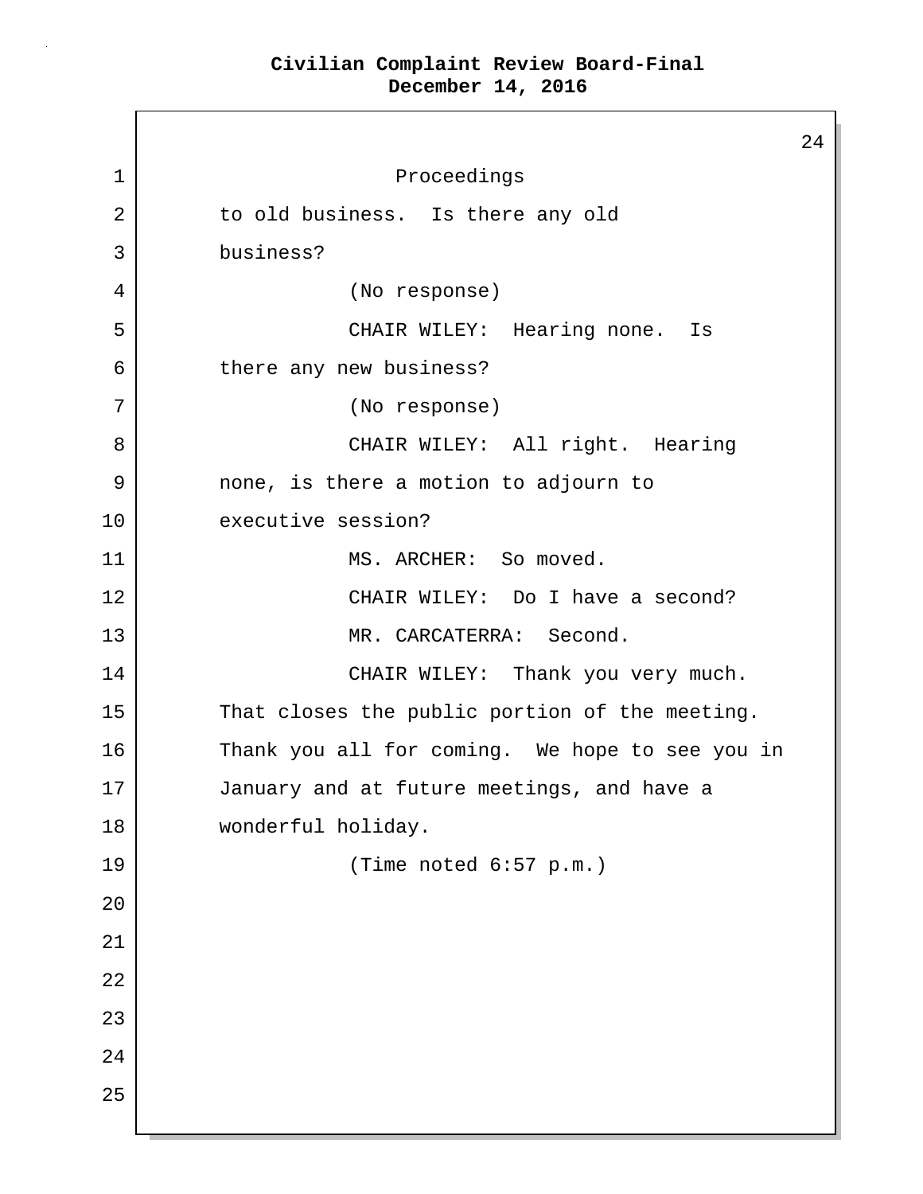Proceedings

to old business. Is there any old business?

(No response)

CHAIR WILEY: Hearing none. Is there any new business?

(No response)

CHAIR WILEY: All right. Hearing none, is there a motion to adjourn to executive session?

MS. ARCHER: So moved.

CHAIR WILEY: Do I have a second?

MR. CARCATERRA: Second.

CHAIR WILEY: Thank you very much. That closes the public portion of the meeting. Thank you all for coming. We hope to see you in January and at future meetings, and have a wonderful holiday.

(Time noted 6:57 p.m.)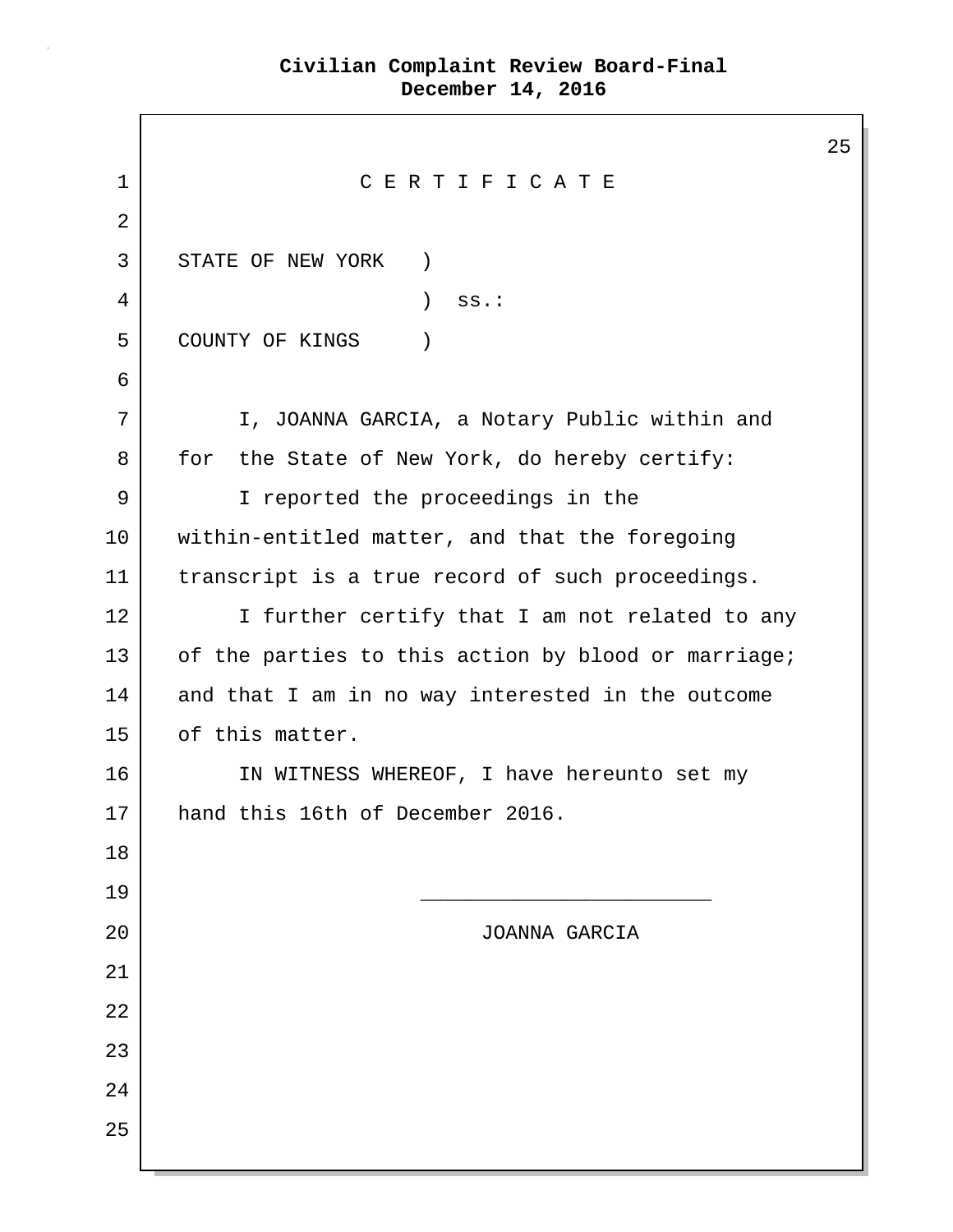# C E R T I F I C A T E

STATE OF NEW YORK )
) ss.:
COUNTY OF KINGS )

I, JOANNA GARCIA, a Notary Public within and for the State of New York, do hereby certify:

I reported the proceedings in the within-entitled matter, and that the foregoing transcript is a true record of such proceedings.

I further certify that I am not related to any of the parties to this action by blood or marriage; and that I am in no way interested in the outcome of this matter.

IN WITNESS WHEREOF, I have hereunto set my hand this 16th of December 2016.

________________________

JOANNA GARCIA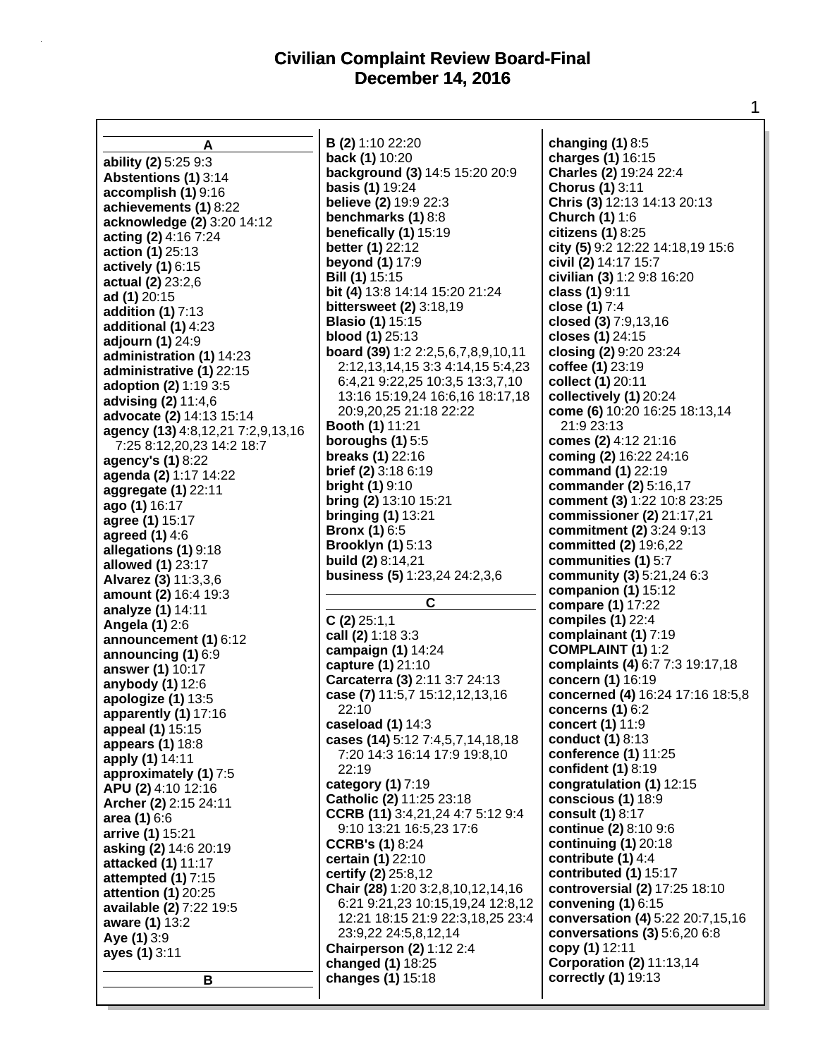# Civilian Complaint Review Board-Final
# December 14, 2016

**A**

**ability (2)** 5:25 9:3
**Abstentions (1)** 3:14
**accomplish (1)** 9:16
**achievements (1)** 8:22
**acknowledge (2)** 3:20 14:12
**acting (2)** 4:16 7:24
**action (1)** 25:13
**actively (1)** 6:15
**actual (2)** 23:2,6
**ad (1)** 20:15
**addition (1)** 7:13
**additional (1)** 4:23
**adjourn (1)** 24:9
**administration (1)** 14:23
**administrative (1)** 22:15
**adoption (2)** 1:19 3:5
**advising (2)** 11:4,6
**advocate (2)** 14:13 15:14
**agency (13)** 4:8,12,21 7:2,9,13,16 7:25 8:12,20,23 14:2 18:7
**agency's (1)** 8:22
**agenda (2)** 1:17 14:22
**aggregate (1)** 22:11
**ago (1)** 16:17
**agree (1)** 15:17
**agreed (1)** 4:6
**allegations (1)** 9:18
**allowed (1)** 23:17
**Alvarez (3)** 11:3,3,6
**amount (2)** 16:4 19:3
**analyze (1)** 14:11
**Angela (1)** 2:6
**announcement (1)** 6:12
**announcing (1)** 6:9
**answer (1)** 10:17
**anybody (1)** 12:6
**apologize (1)** 13:5
**apparently (1)** 17:16
**appeal (1)** 15:15
**appears (1)** 18:8
**apply (1)** 14:11
**approximately (1)** 7:5
**APU (2)** 4:10 12:16
**Archer (2)** 2:15 24:11
**area (1)** 6:6
**arrive (1)** 15:21
**asking (2)** 14:6 20:19
**attacked (1)** 11:17
**attempted (1)** 7:15
**attention (1)** 20:25
**available (2)** 7:22 19:5
**aware (1)** 13:2
**Aye (1)** 3:9
**ayes (1)** 3:11

**B**

**B (2)** 1:10 22:20
**back (1)** 10:20
**background (3)** 14:5 15:20 20:9
**basis (1)** 19:24
**believe (2)** 19:9 22:3
**benchmarks (1)** 8:8
**benefically (1)** 15:19
**better (1)** 22:12
**beyond (1)** 17:9
**Bill (1)** 15:15
**bit (4)** 13:8 14:14 15:20 21:24
**bittersweet (2)** 3:18,19
**Blasio (1)** 15:15
**blood (1)** 25:13
**board (39)** 1:2 2:2,5,6,7,8,9,10,11 2:12,13,14,15 3:3 4:14,15 5:4,23 6:4,21 9:22,25 10:3,5 13:3,7,10 13:16 15:19,24 16:6,16 18:17,18 20:9,20,25 21:18 22:22
**Booth (1)** 11:21
**boroughs (1)** 5:5
**breaks (1)** 22:16
**brief (2)** 3:18 6:19
**bright (1)** 9:10
**bring (2)** 13:10 15:21
**bringing (1)** 13:21
**Bronx (1)** 6:5
**Brooklyn (1)** 5:13
**build (2)** 8:14,21
**business (5)** 1:23,24 24:2,3,6

**C**

**C (2)** 25:1,1
**call (2)** 1:18 3:3
**campaign (1)** 14:24
**capture (1)** 21:10
**Carcaterra (3)** 2:11 3:7 24:13
**case (7)** 11:5,7 15:12,12,13,16 22:10
**caseload (1)** 14:3
**cases (14)** 5:12 7:4,5,7,14,18,18 7:20 14:3 16:14 17:9 19:8,10 22:19
**category (1)** 7:19
**Catholic (2)** 11:25 23:18
**CCRB (11)** 3:4,21,24 4:7 5:12 9:4 9:10 13:21 16:5,23 17:6
**CCRB's (1)** 8:24
**certain (1)** 22:10
**certify (2)** 25:8,12
**Chair (28)** 1:20 3:2,8,10,12,14,16 6:21 9:21,23 10:15,19,24 12:8,12 12:21 18:15 21:9 22:3,18,25 23:4 23:9,22 24:5,8,12,14
**Chairperson (2)** 1:12 2:4
**changed (1)** 18:25
**changes (1)** 15:18
**changing (1)** 8:5
**charges (1)** 16:15
**Charles (2)** 19:24 22:4
**Chorus (1)** 3:11
**Chris (3)** 12:13 14:13 20:13
**Church (1)** 1:6
**citizens (1)** 8:25
**city (5)** 9:2 12:22 14:18,19 15:6
**civil (2)** 14:17 15:7
**civilian (3)** 1:2 9:8 16:20
**class (1)** 9:11
**close (1)** 7:4
**closed (3)** 7:9,13,16
**closes (1)** 24:15
**closing (2)** 9:20 23:24
**coffee (1)** 23:19
**collect (1)** 20:11
**collectively (1)** 20:24
**come (6)** 10:20 16:25 18:13,14 21:9 23:13
**comes (2)** 4:12 21:16
**coming (2)** 16:22 24:16
**command (1)** 22:19
**commander (2)** 5:16,17
**comment (3)** 1:22 10:8 23:25
**commissioner (2)** 21:17,21
**commitment (2)** 3:24 9:13
**committed (2)** 19:6,22
**communities (1)** 5:7
**community (3)** 5:21,24 6:3
**companion (1)** 15:12
**compare (1)** 17:22
**compiles (1)** 22:4
**complainant (1)** 7:19
**COMPLAINT (1)** 1:2
**complaints (4)** 6:7 7:3 19:17,18
**concern (1)** 16:19
**concerned (4)** 16:24 17:16 18:5,8
**concerns (1)** 6:2
**concert (1)** 11:9
**conduct (1)** 8:13
**conference (1)** 11:25
**confident (1)** 8:19
**congratulation (1)** 12:15
**conscious (1)** 18:9
**consult (1)** 8:17
**continue (2)** 8:10 9:6
**continuing (1)** 20:18
**contribute (1)** 4:4
**contributed (1)** 15:17
**controversial (2)** 17:25 18:10
**convening (1)** 6:15
**conversation (4)** 5:22 20:7,15,16
**conversations (3)** 5:6,20 6:8
**copy (1)** 12:11
**Corporation (2)** 11:13,14
**correctly (1)** 19:13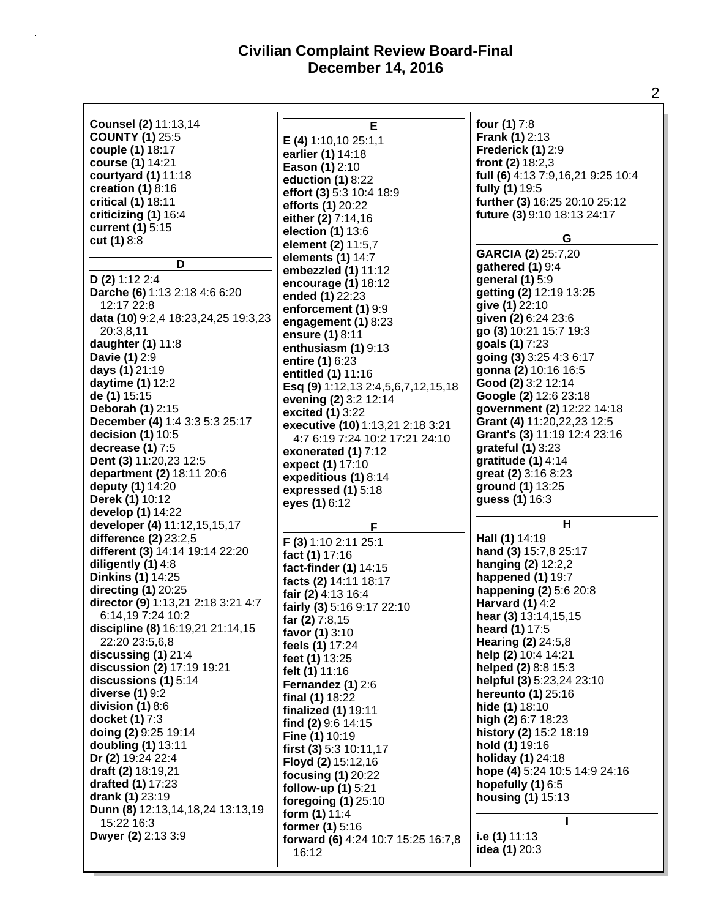**Counsel (2)** 11:13,14
**COUNTY (1)** 25:5
**couple (1)** 18:17
**course (1)** 14:21
**courtyard (1)** 11:18
**creation (1)** 8:16
**critical (1)** 18:11
**criticizing (1)** 16:4
**current (1)** 5:15
**cut (1)** 8:8

## D

**D (2)** 1:12 2:4
**Darche (6)** 1:13 2:18 4:6 6:20 12:17 22:8
**data (10)** 9:2,4 18:23,24,25 19:3,23 20:3,8,11
**daughter (1)** 11:8
**Davie (1)** 2:9
**days (1)** 21:19
**daytime (1)** 12:2
**de (1)** 15:15
**Deborah (1)** 2:15
**December (4)** 1:4 3:3 5:3 25:17
**decision (1)** 10:5
**decrease (1)** 7:5
**Dent (3)** 11:20,23 12:5
**department (2)** 18:11 20:6
**deputy (1)** 14:20
**Derek (1)** 10:12
**develop (1)** 14:22
**developer (4)** 11:12,15,15,17
**difference (2)** 23:2,5
**different (3)** 14:14 19:14 22:20
**diligently (1)** 4:8
**Dinkins (1)** 14:25
**directing (1)** 20:25
**director (9)** 1:13,21 2:18 3:21 4:7 6:14,19 7:24 10:2
**discipline (8)** 16:19,21 21:14,15 22:20 23:5,6,8
**discussing (1)** 21:4
**discussion (2)** 17:19 19:21
**discussions (1)** 5:14
**diverse (1)** 9:2
**division (1)** 8:6
**docket (1)** 7:3
**doing (2)** 9:25 19:14
**doubling (1)** 13:11
**Dr (2)** 19:24 22:4
**draft (2)** 18:19,21
**drafted (1)** 17:23
**drank (1)** 23:19
**Dunn (8)** 12:13,14,18,24 13:13,19 15:22 16:3
**Dwyer (2)** 2:13 3:9

## E

**E (4)** 1:10,10 25:1,1
**earlier (1)** 14:18
**Eason (1)** 2:10
**eduction (1)** 8:22
**effort (3)** 5:3 10:4 18:9
**efforts (1)** 20:22
**either (2)** 7:14,16
**election (1)** 13:6
**element (2)** 11:5,7
**elements (1)** 14:7
**embezzled (1)** 11:12
**encourage (1)** 18:12
**ended (1)** 22:23
**enforcement (1)** 9:9
**engagement (1)** 8:23
**ensure (1)** 8:11
**enthusiasm (1)** 9:13
**entire (1)** 6:23
**entitled (1)** 11:16
**Esq (9)** 1:12,13 2:4,5,6,7,12,15,18
**evening (2)** 3:2 12:14
**excited (1)** 3:22
**executive (10)** 1:13,21 2:18 3:21 4:7 6:19 7:24 10:2 17:21 24:10
**exonerated (1)** 7:12
**expect (1)** 17:10
**expeditious (1)** 8:14
**expressed (1)** 5:18
**eyes (1)** 6:12

## F

**F (3)** 1:10 2:11 25:1
**fact (1)** 17:16
**fact-finder (1)** 14:15
**facts (2)** 14:11 18:17
**fair (2)** 4:13 16:4
**fairly (3)** 5:16 9:17 22:10
**far (2)** 7:8,15
**favor (1)** 3:10
**feels (1)** 17:24
**feet (1)** 13:25
**felt (1)** 11:16
**Fernandez (1)** 2:6
**final (1)** 18:22
**finalized (1)** 19:11
**find (2)** 9:6 14:15
**Fine (1)** 10:19
**first (3)** 5:3 10:11,17
**Floyd (2)** 15:12,16
**focusing (1)** 20:22
**follow-up (1)** 5:21
**foregoing (1)** 25:10
**form (1)** 11:4
**former (1)** 5:16
**forward (6)** 4:24 10:7 15:25 16:7,8 16:12
**four (1)** 7:8
**Frank (1)** 2:13
**Frederick (1)** 2:9
**front (2)** 18:2,3
**full (6)** 4:13 7:9,16,21 9:25 10:4
**fully (1)** 19:5
**further (3)** 16:25 20:10 25:12
**future (3)** 9:10 18:13 24:17

## G

**GARCIA (2)** 25:7,20
**gathered (1)** 9:4
**general (1)** 5:9
**getting (2)** 12:19 13:25
**give (1)** 22:10
**given (2)** 6:24 23:6
**go (3)** 10:21 15:7 19:3
**goals (1)** 7:23
**going (3)** 3:25 4:3 6:17
**gonna (2)** 10:16 16:5
**Good (2)** 3:2 12:14
**Google (2)** 12:6 23:18
**government (2)** 12:22 14:18
**Grant (4)** 11:20,22,23 12:5
**Grant's (3)** 11:19 12:4 23:16
**grateful (1)** 3:23
**gratitude (1)** 4:14
**great (2)** 3:16 8:23
**ground (1)** 13:25
**guess (1)** 16:3

## H

**Hall (1)** 14:19
**hand (3)** 15:7,8 25:17
**hanging (2)** 12:2,2
**happened (1)** 19:7
**happening (2)** 5:6 20:8
**Harvard (1)** 4:2
**hear (3)** 13:14,15,15
**heard (1)** 17:5
**Hearing (2)** 24:5,8
**help (2)** 10:4 14:21
**helped (2)** 8:8 15:3
**helpful (3)** 5:23,24 23:10
**hereunto (1)** 25:16
**hide (1)** 18:10
**high (2)** 6:7 18:23
**history (2)** 15:2 18:19
**hold (1)** 19:16
**holiday (1)** 24:18
**hope (4)** 5:24 10:5 14:9 24:16
**hopefully (1)** 6:5
**housing (1)** 15:13

## I

**i.e (1)** 11:13
**idea (1)** 20:3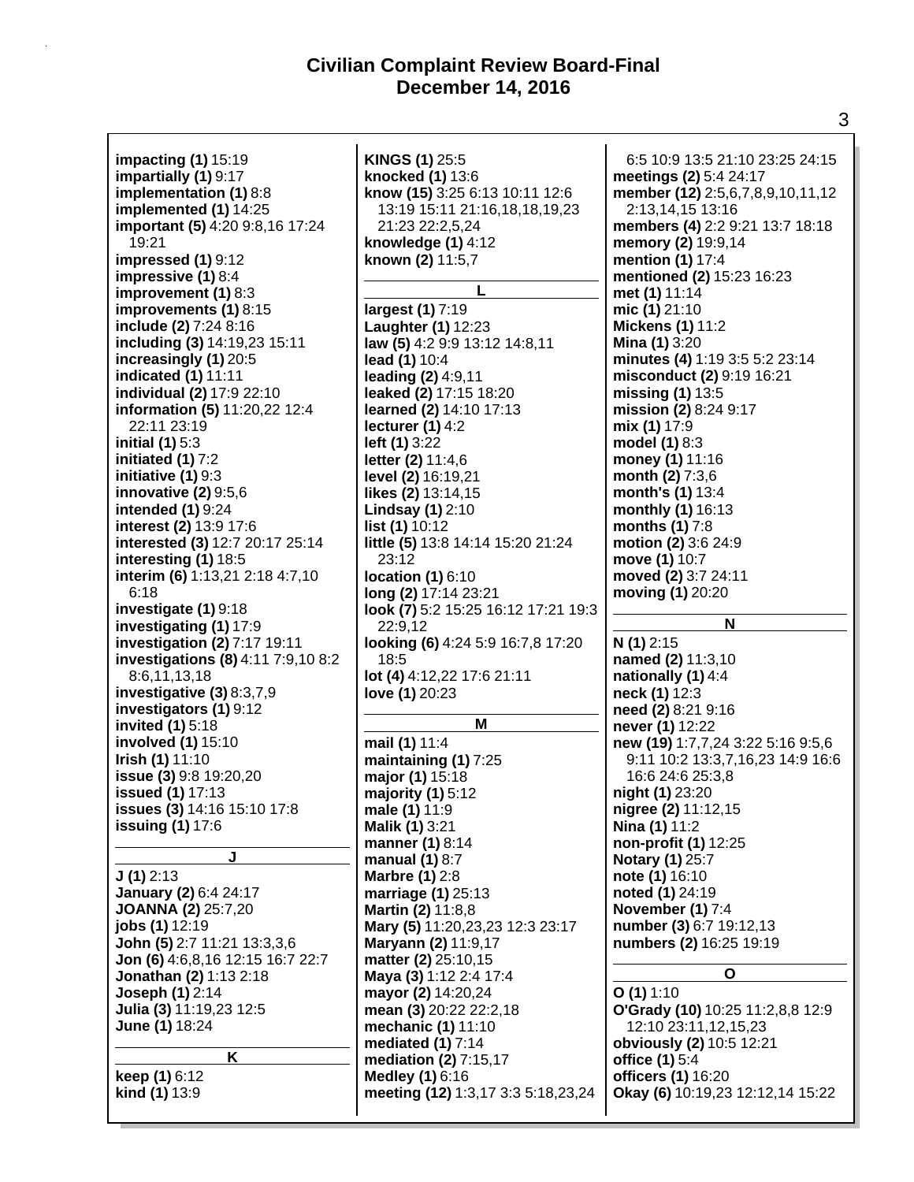# Civilian Complaint Review Board-Final
# December 14, 2016

**impacting (1)** 15:19
**impartially (1)** 9:17
**implementation (1)** 8:8
**implemented (1)** 14:25
**important (5)** 4:20 9:8,16 17:24 19:21
**impressed (1)** 9:12
**impressive (1)** 8:4
**improvement (1)** 8:3
**improvements (1)** 8:15
**include (2)** 7:24 8:16
**including (3)** 14:19,23 15:11
**increasingly (1)** 20:5
**indicated (1)** 11:11
**individual (2)** 17:9 22:10
**information (5)** 11:20,22 12:4 22:11 23:19
**initial (1)** 5:3
**initiated (1)** 7:2
**initiative (1)** 9:3
**innovative (2)** 9:5,6
**intended (1)** 9:24
**interest (2)** 13:9 17:6
**interested (3)** 12:7 20:17 25:14
**interesting (1)** 18:5
**interim (6)** 1:13,21 2:18 4:7,10 6:18
**investigate (1)** 9:18
**investigating (1)** 17:9
**investigation (2)** 7:17 19:11
**investigations (8)** 4:11 7:9,10 8:2 8:6,11,13,18
**investigative (3)** 8:3,7,9
**investigators (1)** 9:12
**invited (1)** 5:18
**involved (1)** 15:10
**Irish (1)** 11:10
**issue (3)** 9:8 19:20,20
**issued (1)** 17:13
**issues (3)** 14:16 15:10 17:8
**issuing (1)** 17:6

**J**

**J (1)** 2:13
**January (2)** 6:4 24:17
**JOANNA (2)** 25:7,20
**jobs (1)** 12:19
**John (5)** 2:7 11:21 13:3,3,6
**Jon (6)** 4:6,8,16 12:15 16:7 22:7
**Jonathan (2)** 1:13 2:18
**Joseph (1)** 2:14
**Julia (3)** 11:19,23 12:5
**June (1)** 18:24

**K**

**keep (1)** 6:12
**kind (1)** 13:9
**KINGS (1)** 25:5
**knocked (1)** 13:6
**know (15)** 3:25 6:13 10:11 12:6 13:19 15:11 21:16,18,18,19,23 21:23 22:2,5,24
**knowledge (1)** 4:12
**known (2)** 11:5,7

**L**

**largest (1)** 7:19
**Laughter (1)** 12:23
**law (5)** 4:2 9:9 13:12 14:8,11
**lead (1)** 10:4
**leading (2)** 4:9,11
**leaked (2)** 17:15 18:20
**learned (2)** 14:10 17:13
**lecturer (1)** 4:2
**left (1)** 3:22
**letter (2)** 11:4,6
**level (2)** 16:19,21
**likes (2)** 13:14,15
**Lindsay (1)** 2:10
**list (1)** 10:12
**little (5)** 13:8 14:14 15:20 21:24 23:12
**location (1)** 6:10
**long (2)** 17:14 23:21
**look (7)** 5:2 15:25 16:12 17:21 19:3 22:9,12
**looking (6)** 4:24 5:9 16:7,8 17:20 18:5
**lot (4)** 4:12,22 17:6 21:11
**love (1)** 20:23

**M**

**mail (1)** 11:4
**maintaining (1)** 7:25
**major (1)** 15:18
**majority (1)** 5:12
**male (1)** 11:9
**Malik (1)** 3:21
**manner (1)** 8:14
**manual (1)** 8:7
**Marbre (1)** 2:8
**marriage (1)** 25:13
**Martin (2)** 11:8,8
**Mary (5)** 11:20,23,23 12:3 23:17
**Maryann (2)** 11:9,17
**matter (2)** 25:10,15
**Maya (3)** 1:12 2:4 17:4
**mayor (2)** 14:20,24
**mean (3)** 20:22 22:2,18
**mechanic (1)** 11:10
**mediated (1)** 7:14
**mediation (2)** 7:15,17
**Medley (1)** 6:16
**meeting (12)** 1:3,17 3:3 5:18,23,24 6:5 10:9 13:5 21:10 23:25 24:15
**meetings (2)** 5:4 24:17
**member (12)** 2:5,6,7,8,9,10,11,12 2:13,14,15 13:16
**members (4)** 2:2 9:21 13:7 18:18
**memory (2)** 19:9,14
**mention (1)** 17:4
**mentioned (2)** 15:23 16:23
**met (1)** 11:14
**mic (1)** 21:10
**Mickens (1)** 11:2
**Mina (1)** 3:20
**minutes (4)** 1:19 3:5 5:2 23:14
**misconduct (2)** 9:19 16:21
**missing (1)** 13:5
**mission (2)** 8:24 9:17
**mix (1)** 17:9
**model (1)** 8:3
**money (1)** 11:16
**month (2)** 7:3,6
**month's (1)** 13:4
**monthly (1)** 16:13
**months (1)** 7:8
**motion (2)** 3:6 24:9
**move (1)** 10:7
**moved (2)** 3:7 24:11
**moving (1)** 20:20

**N**

**N (1)** 2:15
**named (2)** 11:3,10
**nationally (1)** 4:4
**neck (1)** 12:3
**need (2)** 8:21 9:16
**never (1)** 12:22
**new (19)** 1:7,7,24 3:22 5:16 9:5,6 9:11 10:2 13:3,7,16,23 14:9 16:6 16:6 24:6 25:3,8
**night (1)** 23:20
**nigree (2)** 11:12,15
**Nina (1)** 11:2
**non-profit (1)** 12:25
**Notary (1)** 25:7
**note (1)** 16:10
**noted (1)** 24:19
**November (1)** 7:4
**number (3)** 6:7 19:12,13
**numbers (2)** 16:25 19:19

**O**

**O (1)** 1:10
**O'Grady (10)** 10:25 11:2,8,8 12:9 12:10 23:11,12,15,23
**obviously (2)** 10:5 12:21
**office (1)** 5:4
**officers (1)** 16:20
**Okay (6)** 10:19,23 12:12,14 15:22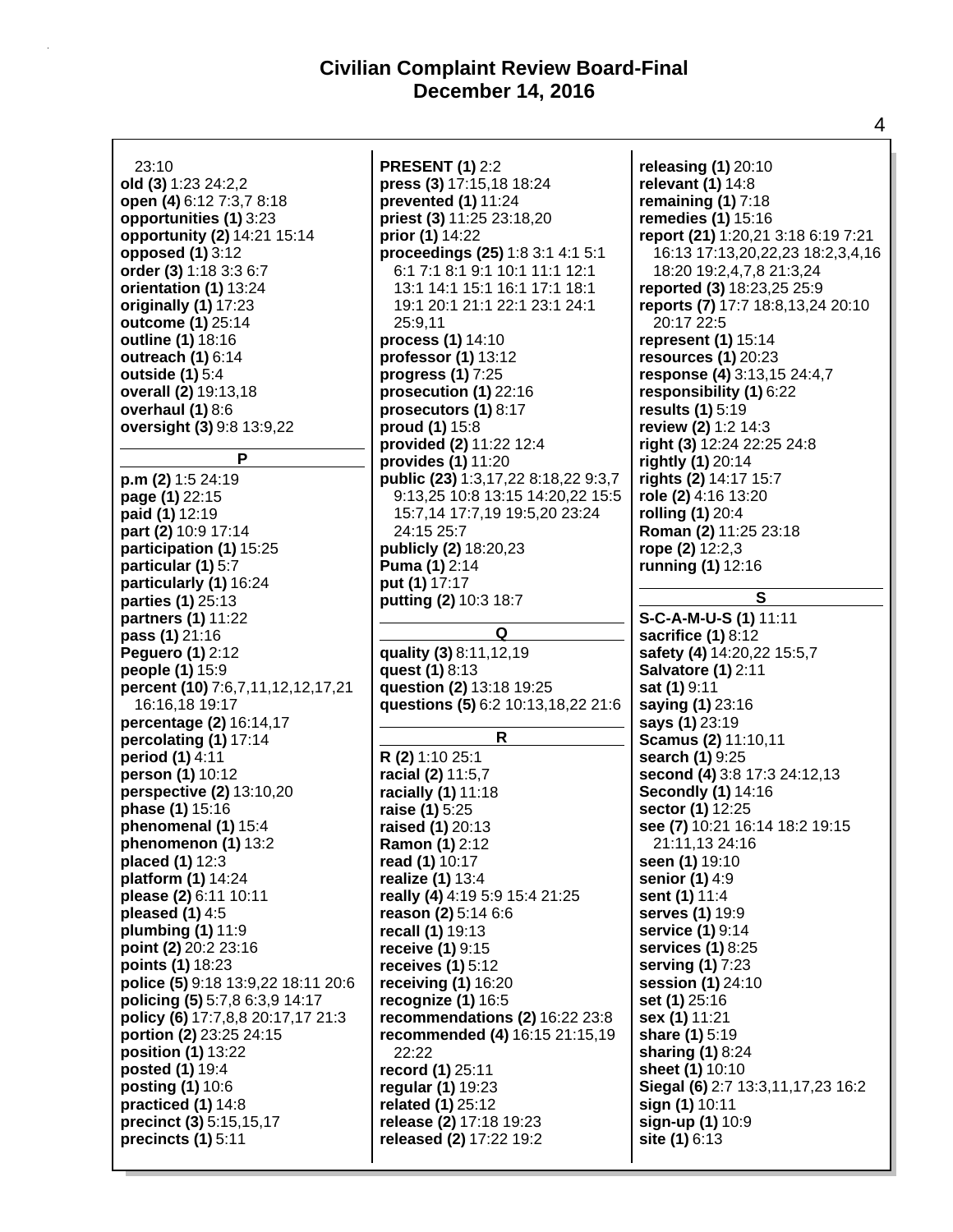23:10
**old (3)** 1:23 24:2,2
**open (4)** 6:12 7:3,7 8:18
**opportunities (1)** 3:23
**opportunity (2)** 14:21 15:14
**opposed (1)** 3:12
**order (3)** 1:18 3:3 6:7
**orientation (1)** 13:24
**originally (1)** 17:23
**outcome (1)** 25:14
**outline (1)** 18:16
**outreach (1)** 6:14
**outside (1)** 5:4
**overall (2)** 19:13,18
**overhaul (1)** 8:6
**oversight (3)** 9:8 13:9,22

**P**

**p.m (2)** 1:5 24:19
**page (1)** 22:15
**paid (1)** 12:19
**part (2)** 10:9 17:14
**participation (1)** 15:25
**particular (1)** 5:7
**particularly (1)** 16:24
**parties (1)** 25:13
**partners (1)** 11:22
**pass (1)** 21:16
**Peguero (1)** 2:12
**people (1)** 15:9
**percent (10)** 7:6,7,11,12,12,17,21 16:16,18 19:17
**percentage (2)** 16:14,17
**percolating (1)** 17:14
**period (1)** 4:11
**person (1)** 10:12
**perspective (2)** 13:10,20
**phase (1)** 15:16
**phenomenal (1)** 15:4
**phenomenon (1)** 13:2
**placed (1)** 12:3
**platform (1)** 14:24
**please (2)** 6:11 10:11
**pleased (1)** 4:5
**plumbing (1)** 11:9
**point (2)** 20:2 23:16
**points (1)** 18:23
**police (5)** 9:18 13:9,22 18:11 20:6
**policing (5)** 5:7,8 6:3,9 14:17
**policy (6)** 17:7,8,8 20:17,17 21:3
**portion (2)** 23:25 24:15
**position (1)** 13:22
**posted (1)** 19:4
**posting (1)** 10:6
**practiced (1)** 14:8
**precinct (3)** 5:15,15,17
**precincts (1)** 5:11
**PRESENT (1)** 2:2
**press (3)** 17:15,18 18:24
**prevented (1)** 11:24
**priest (3)** 11:25 23:18,20
**prior (1)** 14:22
**proceedings (25)** 1:8 3:1 4:1 5:1 6:1 7:1 8:1 9:1 10:1 11:1 12:1 13:1 14:1 15:1 16:1 17:1 18:1 19:1 20:1 21:1 22:1 23:1 24:1 25:9,11
**process (1)** 14:10
**professor (1)** 13:12
**progress (1)** 7:25
**prosecution (1)** 22:16
**prosecutors (1)** 8:17
**proud (1)** 15:8
**provided (2)** 11:22 12:4
**provides (1)** 11:20
**public (23)** 1:3,17,22 8:18,22 9:3,7 9:13,25 10:8 13:15 14:20,22 15:5 15:7,14 17:7,19 19:5,20 23:24 24:15 25:7
**publicly (2)** 18:20,23
**Puma (1)** 2:14
**put (1)** 17:17
**putting (2)** 10:3 18:7

**Q**

**quality (3)** 8:11,12,19
**quest (1)** 8:13
**question (2)** 13:18 19:25
**questions (5)** 6:2 10:13,18,22 21:6

**R**

**R (2)** 1:10 25:1
**racial (2)** 11:5,7
**racially (1)** 11:18
**raise (1)** 5:25
**raised (1)** 20:13
**Ramon (1)** 2:12
**read (1)** 10:17
**realize (1)** 13:4
**really (4)** 4:19 5:9 15:4 21:25
**reason (2)** 5:14 6:6
**recall (1)** 19:13
**receive (1)** 9:15
**receives (1)** 5:12
**receiving (1)** 16:20
**recognize (1)** 16:5
**recommendations (2)** 16:22 23:8
**recommended (4)** 16:15 21:15,19 22:22
**record (1)** 25:11
**regular (1)** 19:23
**related (1)** 25:12
**release (2)** 17:18 19:23
**released (2)** 17:22 19:2
**releasing (1)** 20:10
**relevant (1)** 14:8
**remaining (1)** 7:18
**remedies (1)** 15:16
**report (21)** 1:20,21 3:18 6:19 7:21 16:13 17:13,20,22,23 18:2,3,4,16 18:20 19:2,4,7,8 21:3,24
**reported (3)** 18:23,25 25:9
**reports (7)** 17:7 18:8,13,24 20:10 20:17 22:5
**represent (1)** 15:14
**resources (1)** 20:23
**response (4)** 3:13,15 24:4,7
**responsibility (1)** 6:22
**results (1)** 5:19
**review (2)** 1:2 14:3
**right (3)** 12:24 22:25 24:8
**rightly (1)** 20:14
**rights (2)** 14:17 15:7
**role (2)** 4:16 13:20
**rolling (1)** 20:4
**Roman (2)** 11:25 23:18
**rope (2)** 12:2,3
**running (1)** 12:16

**S**

**S-C-A-M-U-S (1)** 11:11
**sacrifice (1)** 8:12
**safety (4)** 14:20,22 15:5,7
**Salvatore (1)** 2:11
**sat (1)** 9:11
**saying (1)** 23:16
**says (1)** 23:19
**Scamus (2)** 11:10,11
**search (1)** 9:25
**second (4)** 3:8 17:3 24:12,13
**Secondly (1)** 14:16
**sector (1)** 12:25
**see (7)** 10:21 16:14 18:2 19:15 21:11,13 24:16
**seen (1)** 19:10
**senior (1)** 4:9
**sent (1)** 11:4
**serves (1)** 19:9
**service (1)** 9:14
**services (1)** 8:25
**serving (1)** 7:23
**session (1)** 24:10
**set (1)** 25:16
**sex (1)** 11:21
**share (1)** 5:19
**sharing (1)** 8:24
**sheet (1)** 10:10
**Siegal (6)** 2:7 13:3,11,17,23 16:2
**sign (1)** 10:11
**sign-up (1)** 10:9
**site (1)** 6:13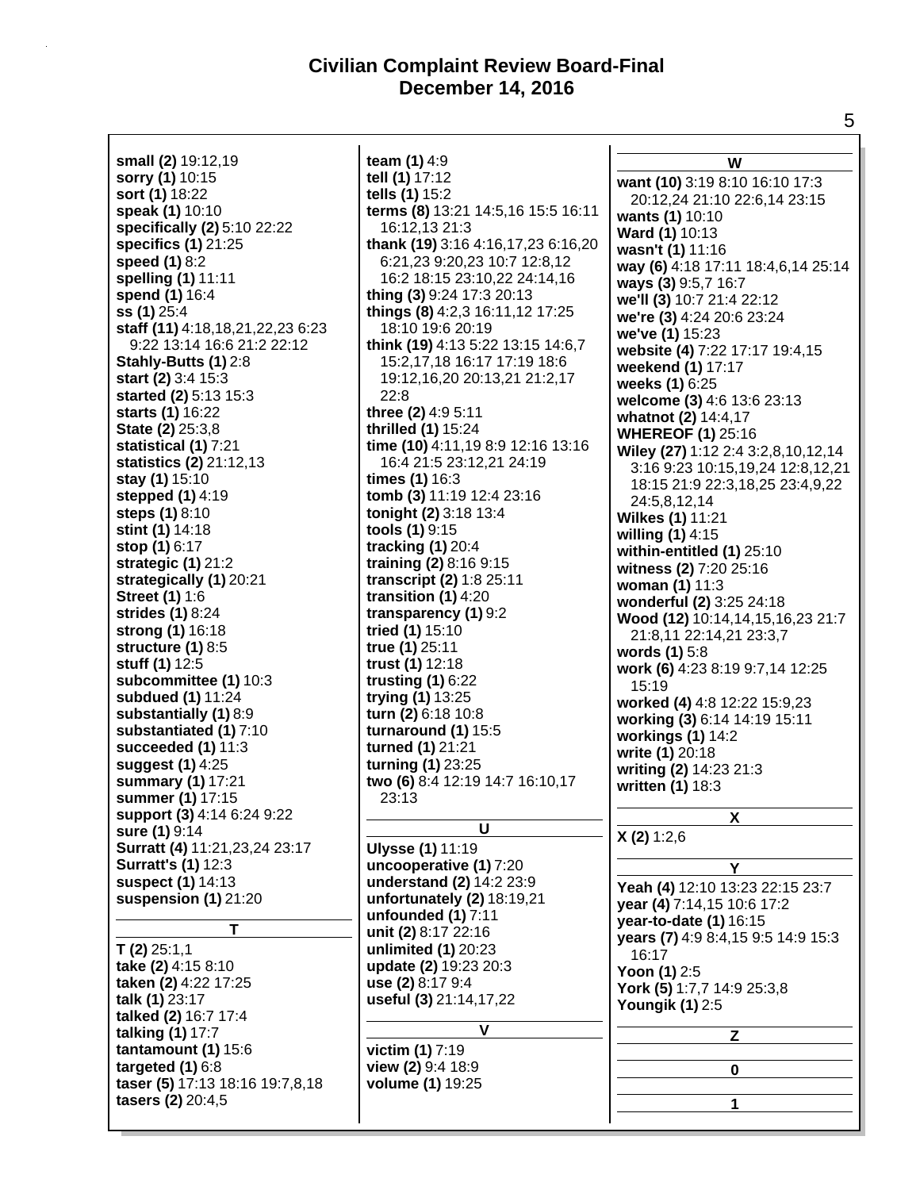**small (2)** 19:12,19
**sorry (1)** 10:15
**sort (1)** 18:22
**speak (1)** 10:10
**specifically (2)** 5:10 22:22
**specifics (1)** 21:25
**speed (1)** 8:2
**spelling (1)** 11:11
**spend (1)** 16:4
**ss (1)** 25:4
**staff (11)** 4:18,18,21,22,23 6:23 9:22 13:14 16:6 21:2 22:12
**Stahly-Butts (1)** 2:8
**start (2)** 3:4 15:3
**started (2)** 5:13 15:3
**starts (1)** 16:22
**State (2)** 25:3,8
**statistical (1)** 7:21
**statistics (2)** 21:12,13
**stay (1)** 15:10
**stepped (1)** 4:19
**steps (1)** 8:10
**stint (1)** 14:18
**stop (1)** 6:17
**strategic (1)** 21:2
**strategically (1)** 20:21
**Street (1)** 1:6
**strides (1)** 8:24
**strong (1)** 16:18
**structure (1)** 8:5
**stuff (1)** 12:5
**subcommittee (1)** 10:3
**subdued (1)** 11:24
**substantially (1)** 8:9
**substantiated (1)** 7:10
**succeeded (1)** 11:3
**suggest (1)** 4:25
**summary (1)** 17:21
**summer (1)** 17:15
**support (3)** 4:14 6:24 9:22
**sure (1)** 9:14
**Surratt (4)** 11:21,23,24 23:17
**Surratt's (1)** 12:3
**suspect (1)** 14:13
**suspension (1)** 21:20

## T

**T (2)** 25:1,1
**take (2)** 4:15 8:10
**taken (2)** 4:22 17:25
**talk (1)** 23:17
**talked (2)** 16:7 17:4
**talking (1)** 17:7
**tantamount (1)** 15:6
**targeted (1)** 6:8
**taser (5)** 17:13 18:16 19:7,8,18
**tasers (2)** 20:4,5
**team (1)** 4:9
**tell (1)** 17:12
**tells (1)** 15:2
**terms (8)** 13:21 14:5,16 15:5 16:11 16:12,13 21:3
**thank (19)** 3:16 4:16,17,23 6:16,20 6:21,23 9:20,23 10:7 12:8,12 16:2 18:15 23:10,22 24:14,16
**thing (3)** 9:24 17:3 20:13
**things (8)** 4:2,3 16:11,12 17:25 18:10 19:6 20:19
**think (19)** 4:13 5:22 13:15 14:6,7 15:2,17,18 16:17 17:19 18:6 19:12,16,20 20:13,21 21:2,17 22:8
**three (2)** 4:9 5:11
**thrilled (1)** 15:24
**time (10)** 4:11,19 8:9 12:16 13:16 16:4 21:5 23:12,21 24:19
**times (1)** 16:3
**tomb (3)** 11:19 12:4 23:16
**tonight (2)** 3:18 13:4
**tools (1)** 9:15
**tracking (1)** 20:4
**training (2)** 8:16 9:15
**transcript (2)** 1:8 25:11
**transition (1)** 4:20
**transparency (1)** 9:2
**tried (1)** 15:10
**true (1)** 25:11
**trust (1)** 12:18
**trusting (1)** 6:22
**trying (1)** 13:25
**turn (2)** 6:18 10:8
**turnaround (1)** 15:5
**turned (1)** 21:21
**turning (1)** 23:25
**two (6)** 8:4 12:19 14:7 16:10,17 23:13

## U

**Ulysse (1)** 11:19
**uncooperative (1)** 7:20
**understand (2)** 14:2 23:9
**unfortunately (2)** 18:19,21
**unfounded (1)** 7:11
**unit (2)** 8:17 22:16
**unlimited (1)** 20:23
**update (2)** 19:23 20:3
**use (2)** 8:17 9:4
**useful (3)** 21:14,17,22

## V

**victim (1)** 7:19
**view (2)** 9:4 18:9
**volume (1)** 19:25

## W

**want (10)** 3:19 8:10 16:10 17:3 20:12,24 21:10 22:6,14 23:15
**wants (1)** 10:10
**Ward (1)** 10:13
**wasn't (1)** 11:16
**way (6)** 4:18 17:11 18:4,6,14 25:14
**ways (3)** 9:5,7 16:7
**we'll (3)** 10:7 21:4 22:12
**we're (3)** 4:24 20:6 23:24
**we've (1)** 15:23
**website (4)** 7:22 17:17 19:4,15
**weekend (1)** 17:17
**weeks (1)** 6:25
**welcome (3)** 4:6 13:6 23:13
**whatnot (2)** 14:4,17
**WHEREOF (1)** 25:16
**Wiley (27)** 1:12 2:4 3:2,8,10,12,14 3:16 9:23 10:15,19,24 12:8,12,21 18:15 21:9 22:3,18,25 23:4,9,22 24:5,8,12,14
**Wilkes (1)** 11:21
**willing (1)** 4:15
**within-entitled (1)** 25:10
**witness (2)** 7:20 25:16
**woman (1)** 11:3
**wonderful (2)** 3:25 24:18
**Wood (12)** 10:14,14,15,16,23 21:7 21:8,11 22:14,21 23:3,7
**words (1)** 5:8
**work (6)** 4:23 8:19 9:7,14 12:25 15:19
**worked (4)** 4:8 12:22 15:9,23
**working (3)** 6:14 14:19 15:11
**workings (1)** 14:2
**write (1)** 20:18
**writing (2)** 14:23 21:3
**written (1)** 18:3

## X

**X (2)** 1:2,6

## Y

**Yeah (4)** 12:10 13:23 22:15 23:7
**year (4)** 7:14,15 10:6 17:2
**year-to-date (1)** 16:15
**years (7)** 4:9 8:4,15 9:5 14:9 15:3 16:17
**Yoon (1)** 2:5
**York (5)** 1:7,7 14:9 25:3,8
**Youngik (1)** 2:5

## Z

## 0

## 1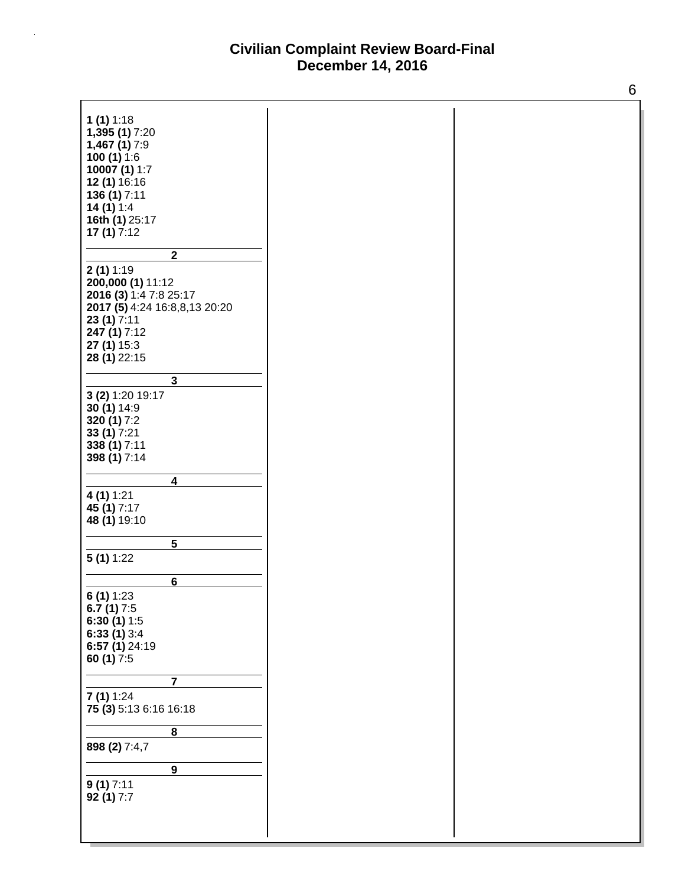**1 (1)** 1:18
**1,395 (1)** 7:20
**1,467 (1)** 7:9
**100 (1)** 1:6
**10007 (1)** 1:7
**12 (1)** 16:16
**136 (1)** 7:11
**14 (1)** 1:4
**16th (1)** 25:17
**17 (1)** 7:12

**2**

**2 (1)** 1:19
**200,000 (1)** 11:12
**2016 (3)** 1:4 7:8 25:17
**2017 (5)** 4:24 16:8,8,13 20:20
**23 (1)** 7:11
**247 (1)** 7:12
**27 (1)** 15:3
**28 (1)** 22:15

**3**

**3 (2)** 1:20 19:17
**30 (1)** 14:9
**320 (1)** 7:2
**33 (1)** 7:21
**338 (1)** 7:11
**398 (1)** 7:14

**4**

**4 (1)** 1:21
**45 (1)** 7:17
**48 (1)** 19:10

**5**

**5 (1)** 1:22

**6**

**6 (1)** 1:23
**6.7 (1)** 7:5
**6:30 (1)** 1:5
**6:33 (1)** 3:4
**6:57 (1)** 24:19
**60 (1)** 7:5

**7**

**7 (1)** 1:24
**75 (3)** 5:13 6:16 16:18

**8**

**898 (2)** 7:4,7

**9**

**9 (1)** 7:11
**92 (1)** 7:7